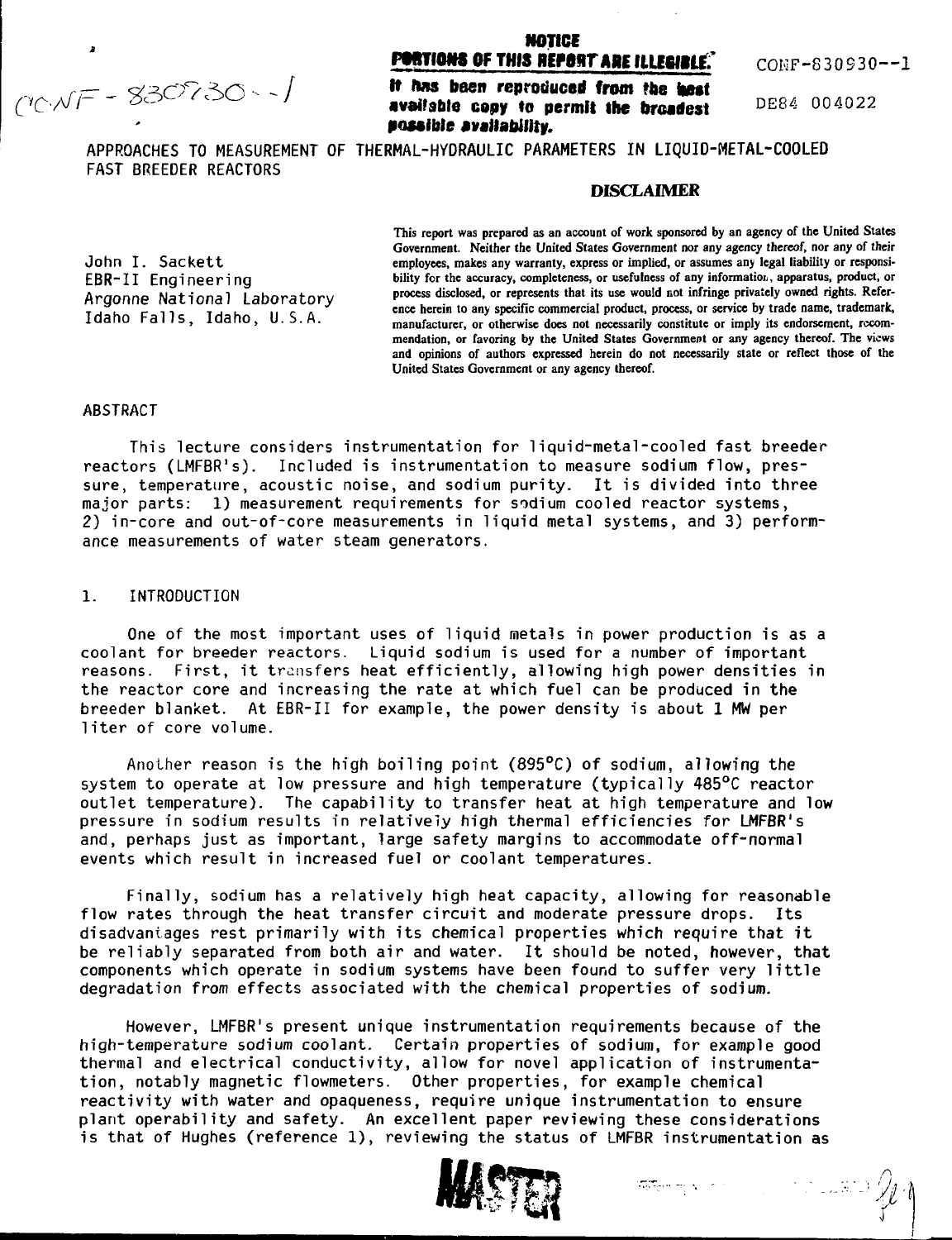CONF-830930--1

**NOTICE**

**PORTIONS OF THIS REPORT ARE ILLEGIBLE.**

**It has been reproduced from the best available copy to permit the broadest possible availability.**

CONF-830930--1

DE84 004022

APPROACHES TO MEASUREMENT OF THERMAL-HYDRAULIC PARAMETERS IN LIQUID-METAL-COOLED FAST BREEDER REACTORS

John I. Sackett
EBR-II Engineering
Argonne National Laboratory
Idaho Falls, Idaho, U.S.A.

**DISCLAIMER**

This report was prepared as an account of work sponsored by an agency of the United States Government. Neither the United States Government nor any agency thereof, nor any of their employees, makes any warranty, express or implied, or assumes any legal liability or responsibility for the accuracy, completeness, or usefulness of any information, apparatus, product, or process disclosed, or represents that its use would not infringe privately owned rights. Reference herein to any specific commercial product, process, or service by trade name, trademark, manufacturer, or otherwise does not necessarily constitute or imply its endorsement, recommendation, or favoring by the United States Government or any agency thereof. The views and opinions of authors expressed herein do not necessarily state or reflect those of the United States Government or any agency thereof.

ABSTRACT

This lecture considers instrumentation for liquid-metal-cooled fast breeder reactors (LMFBR's). Included is instrumentation to measure sodium flow, pressure, temperature, acoustic noise, and sodium purity. It is divided into three major parts: 1) measurement requirements for sodium cooled reactor systems, 2) in-core and out-of-core measurements in liquid metal systems, and 3) performance measurements of water steam generators.

## 1. INTRODUCTION

One of the most important uses of liquid metals in power production is as a coolant for breeder reactors. Liquid sodium is used for a number of important reasons. First, it transfers heat efficiently, allowing high power densities in the reactor core and increasing the rate at which fuel can be produced in the breeder blanket. At EBR-II for example, the power density is about 1 MW per liter of core volume.

Another reason is the high boiling point (895°C) of sodium, allowing the system to operate at low pressure and high temperature (typically 485°C reactor outlet temperature). The capability to transfer heat at high temperature and low pressure in sodium results in relatively high thermal efficiencies for LMFBR's and, perhaps just as important, large safety margins to accommodate off-normal events which result in increased fuel or coolant temperatures.

Finally, sodium has a relatively high heat capacity, allowing for reasonable flow rates through the heat transfer circuit and moderate pressure drops. Its disadvantages rest primarily with its chemical properties which require that it be reliably separated from both air and water. It should be noted, however, that components which operate in sodium systems have been found to suffer very little degradation from effects associated with the chemical properties of sodium.

However, LMFBR's present unique instrumentation requirements because of the high-temperature sodium coolant. Certain properties of sodium, for example good thermal and electrical conductivity, allow for novel application of instrumentation, notably magnetic flowmeters. Other properties, for example chemical reactivity with water and opaqueness, require unique instrumentation to ensure plant operability and safety. An excellent paper reviewing these considerations is that of Hughes (reference 1), reviewing the status of LMFBR instrumentation as

MASTER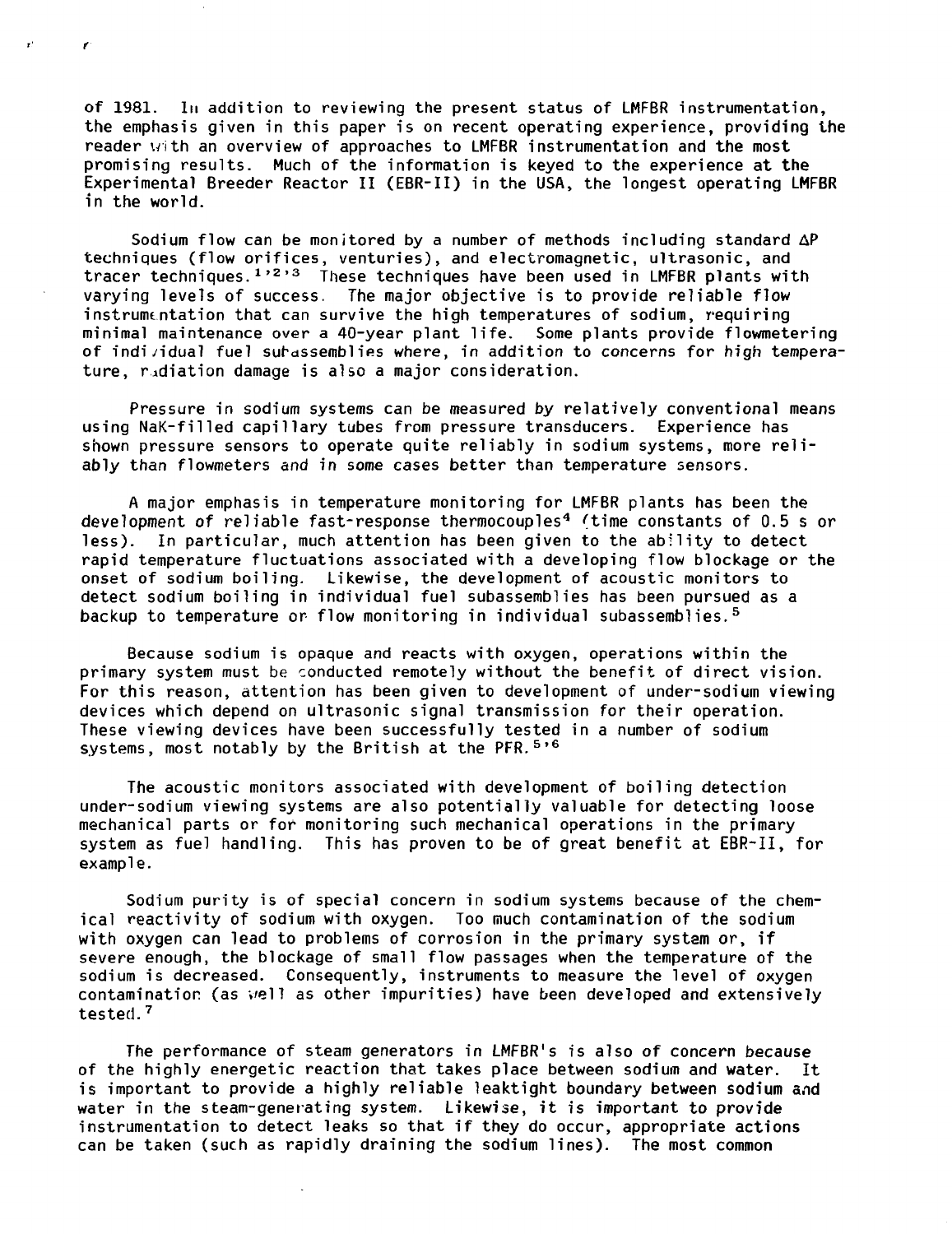of 1981. In addition to reviewing the present status of LMFBR instrumentation, the emphasis given in this paper is on recent operating experience, providing the reader with an overview of approaches to LMFBR instrumentation and the most promising results. Much of the information is keyed to the experience at the Experimental Breeder Reactor II (EBR-II) in the USA, the longest operating LMFBR in the world.

Sodium flow can be monitored by a number of methods including standard $\Delta P$ techniques (flow orifices, venturies), and electromagnetic, ultrasonic, and tracer techniques.[1,2,3] These techniques have been used in LMFBR plants with varying levels of success. The major objective is to provide reliable flow instrumentation that can survive the high temperatures of sodium, requiring minimal maintenance over a 40-year plant life. Some plants provide flowmetering of individual fuel subassemblies where, in addition to concerns for high temperature, radiation damage is also a major consideration.

Pressure in sodium systems can be measured by relatively conventional means using NaK-filled capillary tubes from pressure transducers. Experience has shown pressure sensors to operate quite reliably in sodium systems, more reliably than flowmeters and in some cases better than temperature sensors.

A major emphasis in temperature monitoring for LMFBR plants has been the development of reliable fast-response thermocouples[4] (time constants of 0.5 s or less). In particular, much attention has been given to the ability to detect rapid temperature fluctuations associated with a developing flow blockage or the onset of sodium boiling. Likewise, the development of acoustic monitors to detect sodium boiling in individual fuel subassemblies has been pursued as a backup to temperature or flow monitoring in individual subassemblies.[5]

Because sodium is opaque and reacts with oxygen, operations within the primary system must be conducted remotely without the benefit of direct vision. For this reason, attention has been given to development of under-sodium viewing devices which depend on ultrasonic signal transmission for their operation. These viewing devices have been successfully tested in a number of sodium systems, most notably by the British at the PFR.[5,6]

The acoustic monitors associated with development of boiling detection under-sodium viewing systems are also potentially valuable for detecting loose mechanical parts or for monitoring such mechanical operations in the primary system as fuel handling. This has proven to be of great benefit at EBR-II, for example.

Sodium purity is of special concern in sodium systems because of the chemical reactivity of sodium with oxygen. Too much contamination of the sodium with oxygen can lead to problems of corrosion in the primary system or, if severe enough, the blockage of small flow passages when the temperature of the sodium is decreased. Consequently, instruments to measure the level of oxygen contamination (as well as other impurities) have been developed and extensively tested.[7]

The performance of steam generators in LMFBR's is also of concern because of the highly energetic reaction that takes place between sodium and water. It is important to provide a highly reliable leaktight boundary between sodium and water in the steam-generating system. Likewise, it is important to provide instrumentation to detect leaks so that if they do occur, appropriate actions can be taken (such as rapidly draining the sodium lines). The most common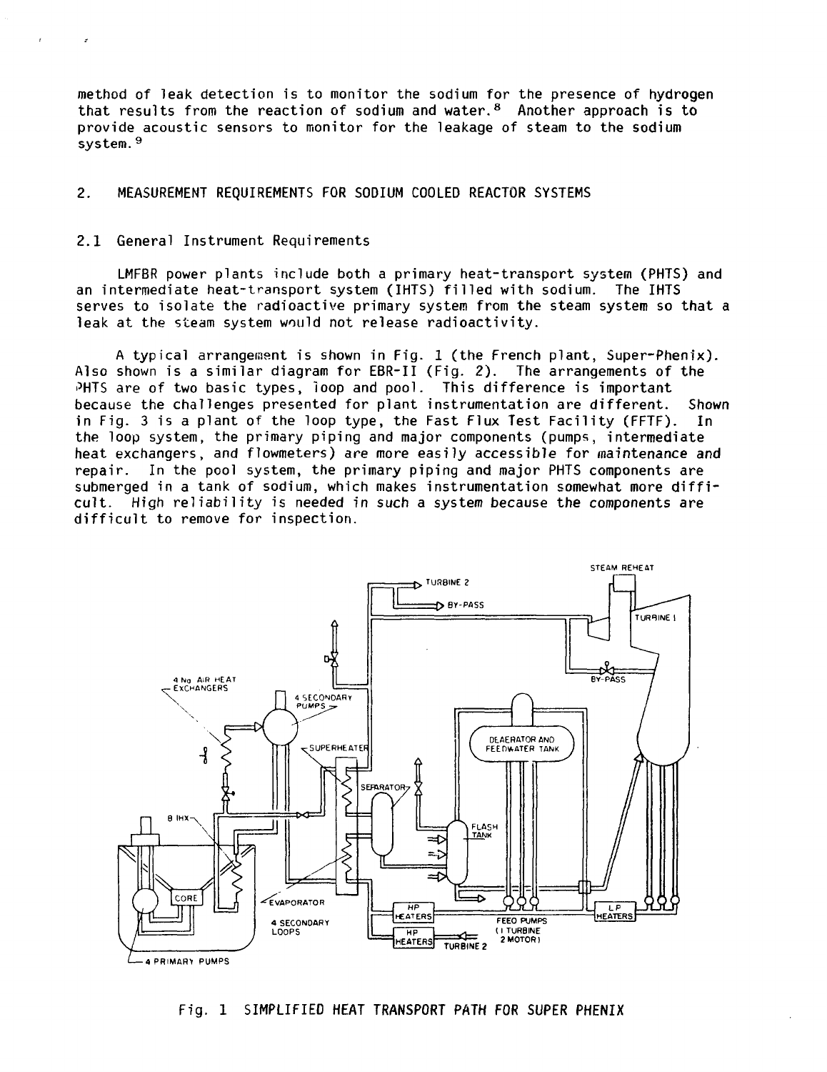method of leak detection is to monitor the sodium for the presence of hydrogen that results from the reaction of sodium and water.[8] Another approach is to provide acoustic sensors to monitor for the leakage of steam to the sodium system.[9]

## 2. MEASUREMENT REQUIREMENTS FOR SODIUM COOLED REACTOR SYSTEMS

### 2.1 General Instrument Requirements

LMFBR power plants include both a primary heat-transport system (PHTS) and an intermediate heat-transport system (IHTS) filled with sodium. The IHTS serves to isolate the radioactive primary system from the steam system so that a leak at the steam system would not release radioactivity.

A typical arrangement is shown in Fig. 1 (the French plant, Super-Phenix). Also shown is a similar diagram for EBR-II (Fig. 2). The arrangements of the PHTS are of two basic types, loop and pool. This difference is important because the challenges presented for plant instrumentation are different. Shown in Fig. 3 is a plant of the loop type, the Fast Flux Test Facility (FFTF). In the loop system, the primary piping and major components (pumps, intermediate heat exchangers, and flowmeters) are more easily accessible for maintenance and repair. In the pool system, the primary piping and major PHTS components are submerged in a tank of sodium, which makes instrumentation somewhat more difficult. High reliability is needed in such a system because the components are difficult to remove for inspection.

Fig. 1 SIMPLIFIED HEAT TRANSPORT PATH FOR SUPER PHENIX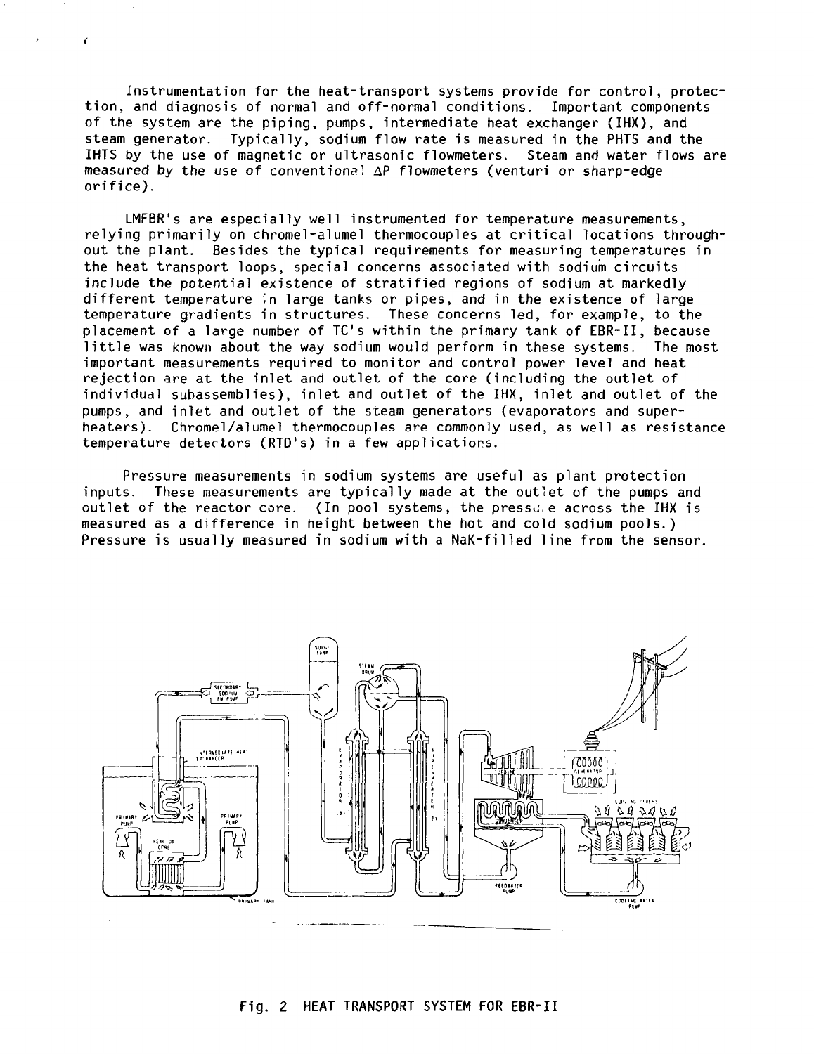Instrumentation for the heat-transport systems provide for control, protection, and diagnosis of normal and off-normal conditions. Important components of the system are the piping, pumps, intermediate heat exchanger (IHX), and steam generator. Typically, sodium flow rate is measured in the PHTS and the IHTS by the use of magnetic or ultrasonic flowmeters. Steam and water flows are measured by the use of conventional $\Delta P$ flowmeters (venturi or sharp-edge orifice).

LMFBR's are especially well instrumented for temperature measurements, relying primarily on chromel-alumel thermocouples at critical locations throughout the plant. Besides the typical requirements for measuring temperatures in the heat transport loops, special concerns associated with sodium circuits include the potential existence of stratified regions of sodium at markedly different temperature in large tanks or pipes, and in the existence of large temperature gradients in structures. These concerns led, for example, to the placement of a large number of TC's within the primary tank of EBR-II, because little was known about the way sodium would perform in these systems. The most important measurements required to monitor and control power level and heat rejection are at the inlet and outlet of the core (including the outlet of individual subassemblies), inlet and outlet of the IHX, inlet and outlet of the pumps, and inlet and outlet of the steam generators (evaporators and superheaters). Chromel/alumel thermocouples are commonly used, as well as resistance temperature detectors (RTD's) in a few applications.

Pressure measurements in sodium systems are useful as plant protection inputs. These measurements are typically made at the outlet of the pumps and outlet of the reactor core. (In pool systems, the pressure across the IHX is measured as a difference in height between the hot and cold sodium pools.) Pressure is usually measured in sodium with a NaK-filled line from the sensor.

Fig. 2 HEAT TRANSPORT SYSTEM FOR EBR-II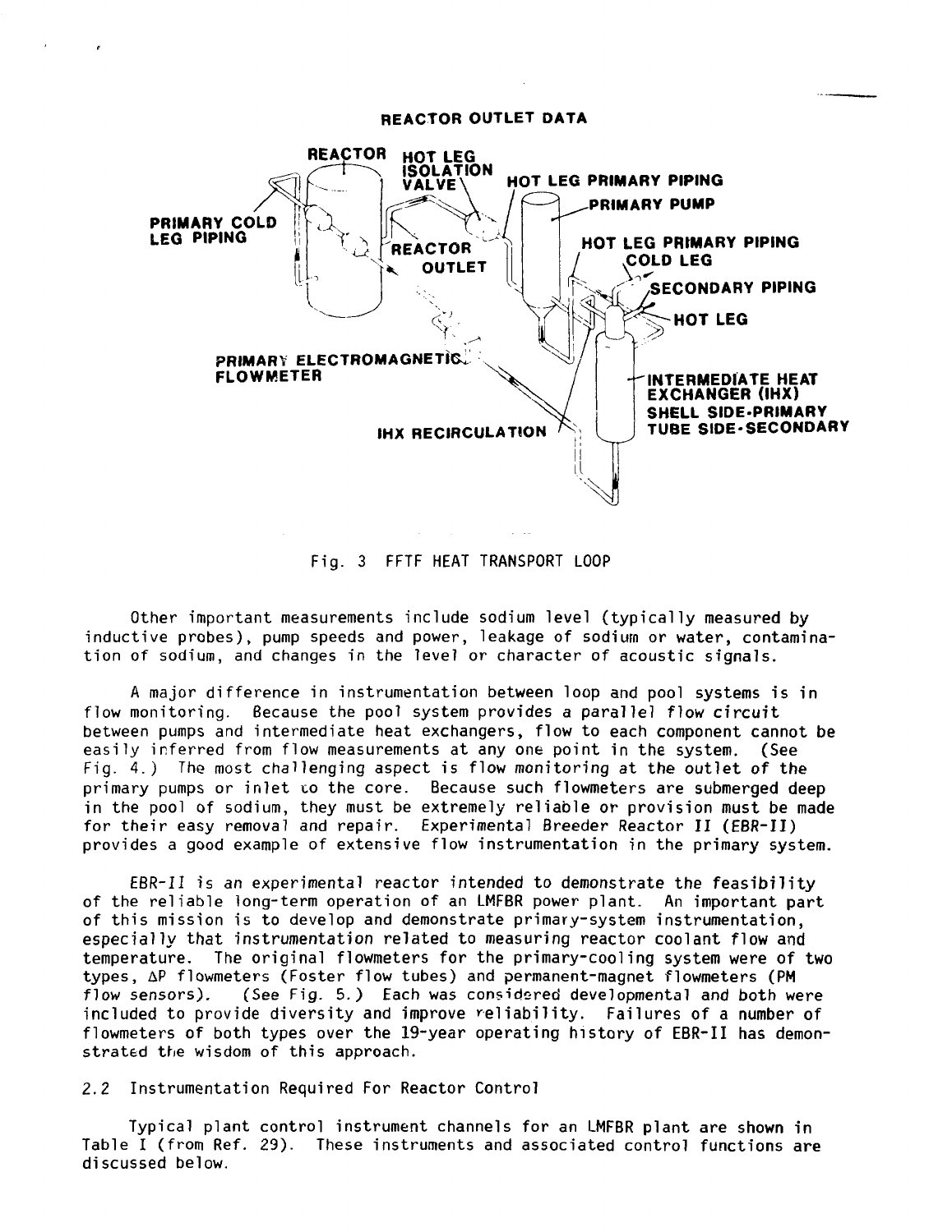REACTOR OUTLET DATA

Fig. 3 FFTF HEAT TRANSPORT LOOP

Other important measurements include sodium level (typically measured by inductive probes), pump speeds and power, leakage of sodium or water, contamination of sodium, and changes in the level or character of acoustic signals.

A major difference in instrumentation between loop and pool systems is in flow monitoring. Because the pool system provides a parallel flow circuit between pumps and intermediate heat exchangers, flow to each component cannot be easily inferred from flow measurements at any one point in the system. (See Fig. 4.) The most challenging aspect is flow monitoring at the outlet of the primary pumps or inlet to the core. Because such flowmeters are submerged deep in the pool of sodium, they must be extremely reliable or provision must be made for their easy removal and repair. Experimental Breeder Reactor II (EBR-II) provides a good example of extensive flow instrumentation in the primary system.

EBR-II is an experimental reactor intended to demonstrate the feasibility of the reliable long-term operation of an LMFBR power plant. An important part of this mission is to develop and demonstrate primary-system instrumentation, especially that instrumentation related to measuring reactor coolant flow and temperature. The original flowmeters for the primary-cooling system were of two types, $\Delta P$ flowmeters (Foster flow tubes) and permanent-magnet flowmeters (PM flow sensors). (See Fig. 5.) Each was considered developmental and both were included to provide diversity and improve reliability. Failures of a number of flowmeters of both types over the 19-year operating history of EBR-II has demonstrated the wisdom of this approach.

## 2.2 Instrumentation Required For Reactor Control

Typical plant control instrument channels for an LMFBR plant are shown in Table I (from Ref. 29). These instruments and associated control functions are discussed below.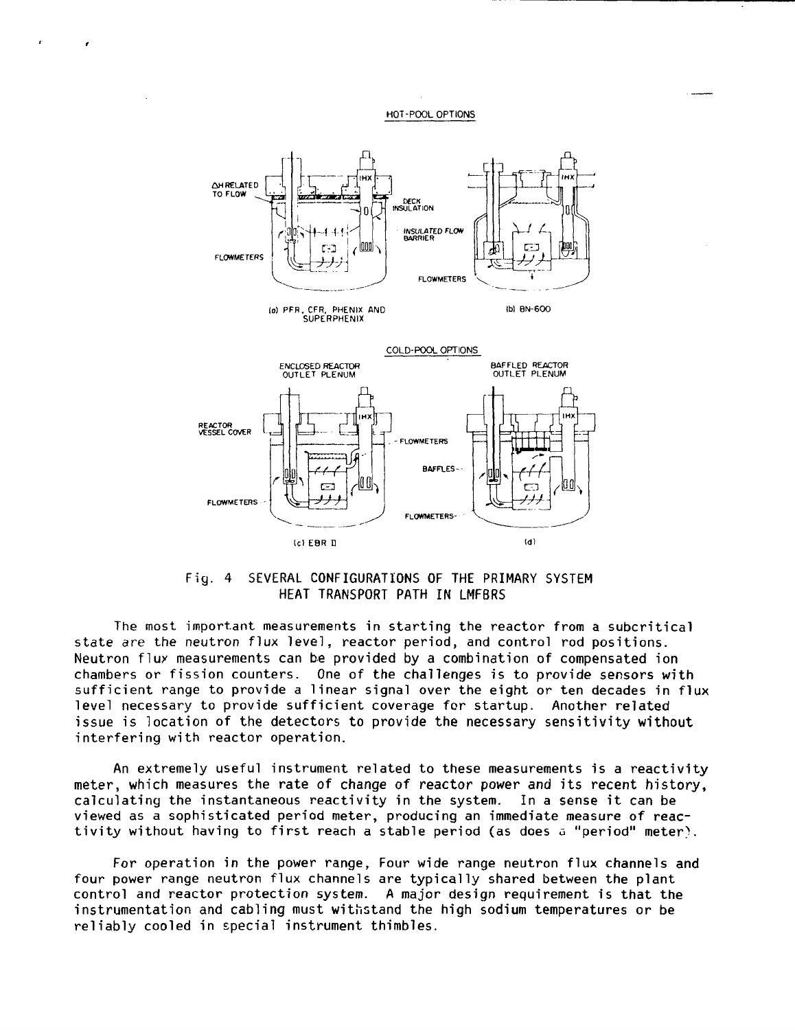HOT-POOL OPTIONS

(a) PFR, CFR, PHENIX AND SUPERPHENIX

(b) BN-600

COLD-POOL OPTIONS

(c) EBR II

(d)

Fig. 4 SEVERAL CONFIGURATIONS OF THE PRIMARY SYSTEM HEAT TRANSPORT PATH IN LMFBRS

The most important measurements in starting the reactor from a subcritical state are the neutron flux level, reactor period, and control rod positions. Neutron flux measurements can be provided by a combination of compensated ion chambers or fission counters. One of the challenges is to provide sensors with sufficient range to provide a linear signal over the eight or ten decades in flux level necessary to provide sufficient coverage for startup. Another related issue is location of the detectors to provide the necessary sensitivity without interfering with reactor operation.

An extremely useful instrument related to these measurements is a reactivity meter, which measures the rate of change of reactor power and its recent history, calculating the instantaneous reactivity in the system. In a sense it can be viewed as a sophisticated period meter, producing an immediate measure of reactivity without having to first reach a stable period (as does a "period" meter).

For operation in the power range, Four wide range neutron flux channels and four power range neutron flux channels are typically shared between the plant control and reactor protection system. A major design requirement is that the instrumentation and cabling must withstand the high sodium temperatures or be reliably cooled in special instrument thimbles.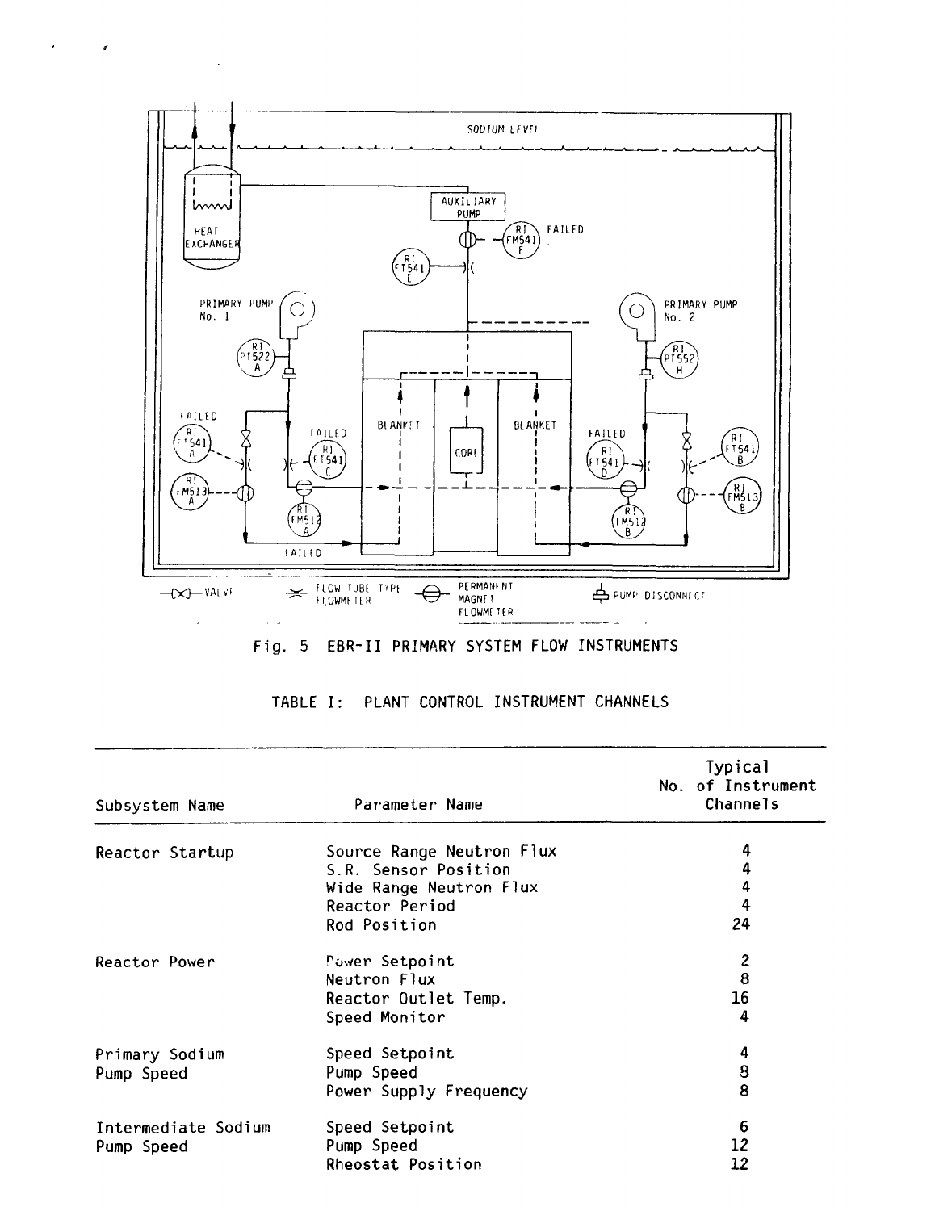Fig. 5 EBR-II PRIMARY SYSTEM FLOW INSTRUMENTS

TABLE I: PLANT CONTROL INSTRUMENT CHANNELS

| Subsystem Name | Parameter Name | Typical No. of Instrument Channels |
|---|---|---|
| Reactor Startup | Source Range Neutron Flux | 4 |
| | S.R. Sensor Position | 4 |
| | Wide Range Neutron Flux | 4 |
| | Reactor Period | 4 |
| | Rod Position | 24 |
| Reactor Power | Power Setpoint | 2 |
| | Neutron Flux | 8 |
| | Reactor Outlet Temp. | 16 |
| | Speed Monitor | 4 |
| Primary Sodium Pump Speed | Speed Setpoint | 4 |
| | Pump Speed | 8 |
| | Power Supply Frequency | 8 |
| Intermediate Sodium Pump Speed | Speed Setpoint | 6 |
| | Pump Speed | 12 |
| | Rheostat Position | 12 |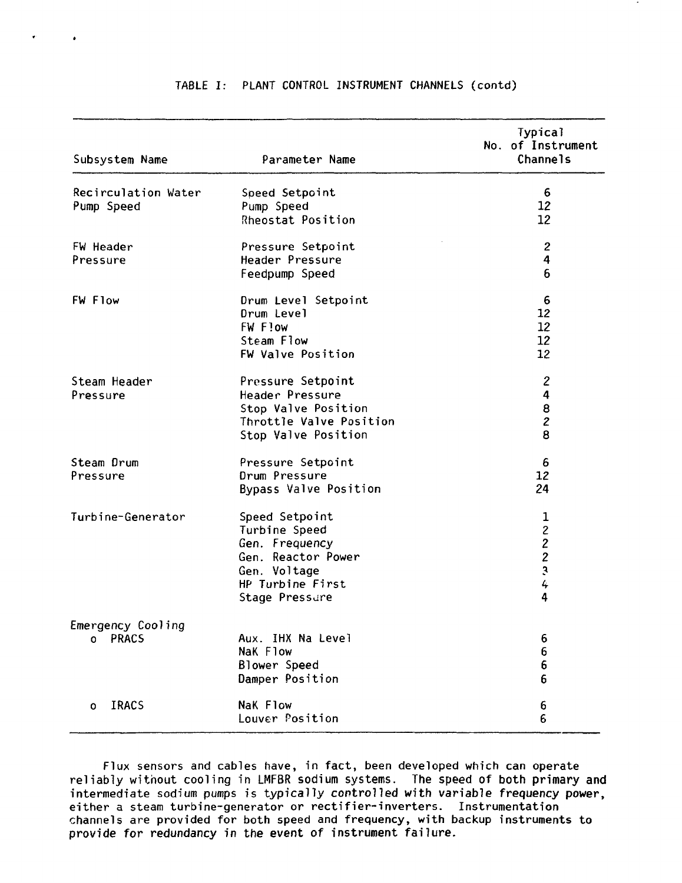TABLE I: PLANT CONTROL INSTRUMENT CHANNELS (contd)

| Subsystem Name | Parameter Name | Typical No. of Instrument Channels |
|---|---|---|
| Recirculation Water Pump Speed | Speed Setpoint | 6 |
| | Pump Speed | 12 |
| | Rheostat Position | 12 |
| FW Header Pressure | Pressure Setpoint | 2 |
| | Header Pressure | 4 |
| | Feedpump Speed | 6 |
| FW Flow | Drum Level Setpoint | 6 |
| | Drum Level | 12 |
| | FW Flow | 12 |
| | Steam Flow | 12 |
| | FW Valve Position | 12 |
| Steam Header Pressure | Pressure Setpoint | 2 |
| | Header Pressure | 4 |
| | Stop Valve Position | 8 |
| | Throttle Valve Position | 2 |
| | Stop Valve Position | 8 |
| Steam Drum Pressure | Pressure Setpoint | 6 |
| | Drum Pressure | 12 |
| | Bypass Valve Position | 24 |
| Turbine-Generator | Speed Setpoint | 1 |
| | Turbine Speed | 2 |
| | Gen. Frequency | 2 |
| | Gen. Reactor Power | 2 |
| | Gen. Voltage | 3 |
| | HP Turbine First | 4 |
| | Stage Pressure | 4 |
| Emergency Cooling | | |
| o PRACS | Aux. IHX Na Level | 6 |
| | NaK Flow | 6 |
| | Blower Speed | 6 |
| | Damper Position | 6 |
| o IRACS | NaK Flow | 6 |
| | Louver Position | 6 |

Flux sensors and cables have, in fact, been developed which can operate reliably without cooling in LMFBR sodium systems. The speed of both primary and intermediate sodium pumps is typically controlled with variable frequency power, either a steam turbine-generator or rectifier-inverters. Instrumentation channels are provided for both speed and frequency, with backup instruments to provide for redundancy in the event of instrument failure.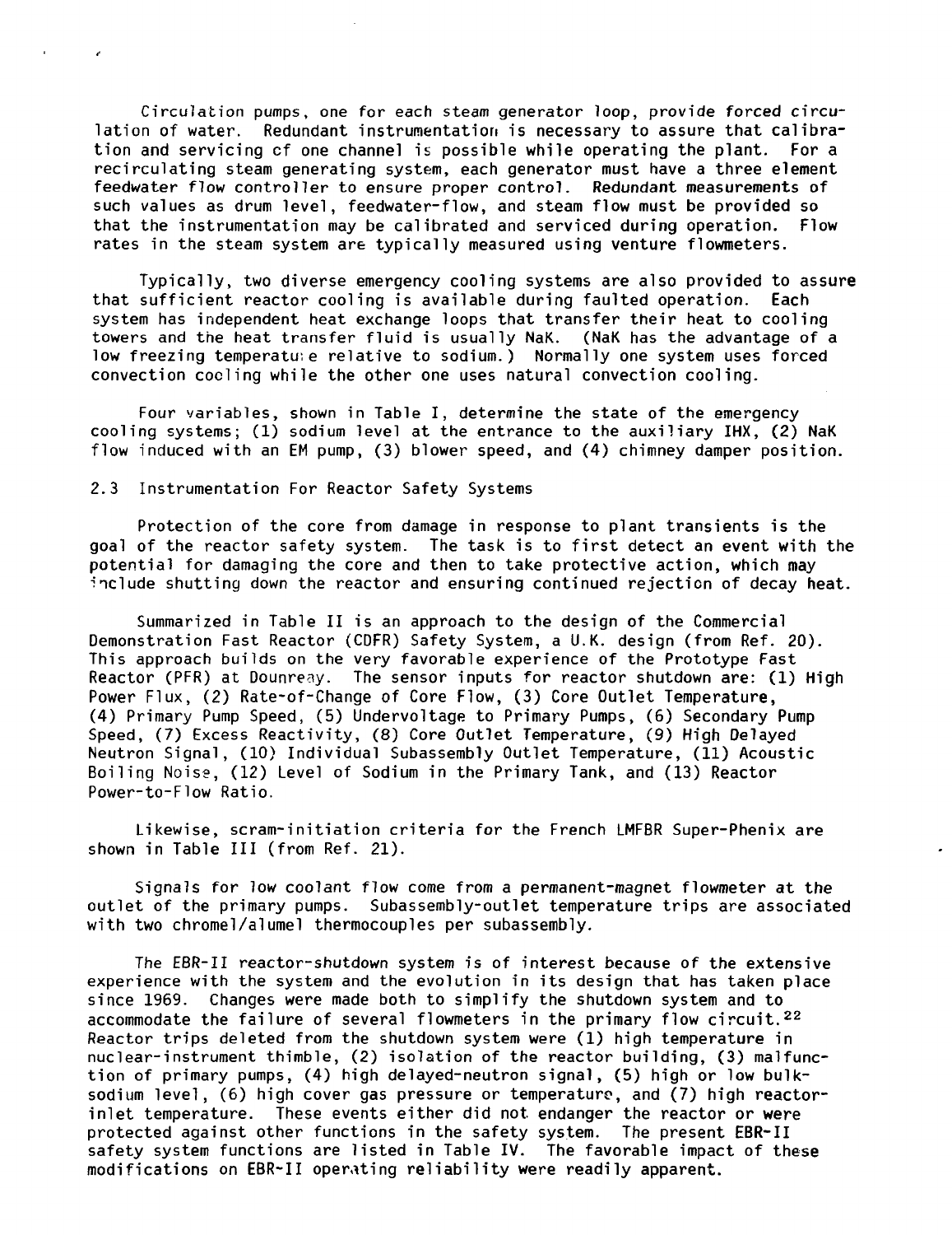Circulation pumps, one for each steam generator loop, provide forced circulation of water. Redundant instrumentation is necessary to assure that calibration and servicing of one channel is possible while operating the plant. For a recirculating steam generating system, each generator must have a three element feedwater flow controller to ensure proper control. Redundant measurements of such values as drum level, feedwater-flow, and steam flow must be provided so that the instrumentation may be calibrated and serviced during operation. Flow rates in the steam system are typically measured using venture flowmeters.

Typically, two diverse emergency cooling systems are also provided to assure that sufficient reactor cooling is available during faulted operation. Each system has independent heat exchange loops that transfer their heat to cooling towers and the heat transfer fluid is usually NaK. (NaK has the advantage of a low freezing temperature relative to sodium.) Normally one system uses forced convection cooling while the other one uses natural convection cooling.

Four variables, shown in Table I, determine the state of the emergency cooling systems; (1) sodium level at the entrance to the auxiliary IHX, (2) NaK flow induced with an EM pump, (3) blower speed, and (4) chimney damper position.

## 2.3 Instrumentation For Reactor Safety Systems

Protection of the core from damage in response to plant transients is the goal of the reactor safety system. The task is to first detect an event with the potential for damaging the core and then to take protective action, which may include shutting down the reactor and ensuring continued rejection of decay heat.

Summarized in Table II is an approach to the design of the Commercial Demonstration Fast Reactor (CDFR) Safety System, a U.K. design (from Ref. 20). This approach builds on the very favorable experience of the Prototype Fast Reactor (PFR) at Dounreay. The sensor inputs for reactor shutdown are: (1) High Power Flux, (2) Rate-of-Change of Core Flow, (3) Core Outlet Temperature, (4) Primary Pump Speed, (5) Undervoltage to Primary Pumps, (6) Secondary Pump Speed, (7) Excess Reactivity, (8) Core Outlet Temperature, (9) High Delayed Neutron Signal, (10) Individual Subassembly Outlet Temperature, (11) Acoustic Boiling Noise, (12) Level of Sodium in the Primary Tank, and (13) Reactor Power-to-Flow Ratio.

Likewise, scram-initiation criteria for the French LMFBR Super-Phenix are shown in Table III (from Ref. 21).

Signals for low coolant flow come from a permanent-magnet flowmeter at the outlet of the primary pumps. Subassembly-outlet temperature trips are associated with two chromel/alumel thermocouples per subassembly.

The EBR-II reactor-shutdown system is of interest because of the extensive experience with the system and the evolution in its design that has taken place since 1969. Changes were made both to simplify the shutdown system and to accommodate the failure of several flowmeters in the primary flow circuit.[22] Reactor trips deleted from the shutdown system were (1) high temperature in nuclear-instrument thimble, (2) isolation of the reactor building, (3) malfunction of primary pumps, (4) high delayed-neutron signal, (5) high or low bulk-sodium level, (6) high cover gas pressure or temperature, and (7) high reactor-inlet temperature. These events either did not endanger the reactor or were protected against other functions in the safety system. The present EBR-II safety system functions are listed in Table IV. The favorable impact of these modifications on EBR-II operating reliability were readily apparent.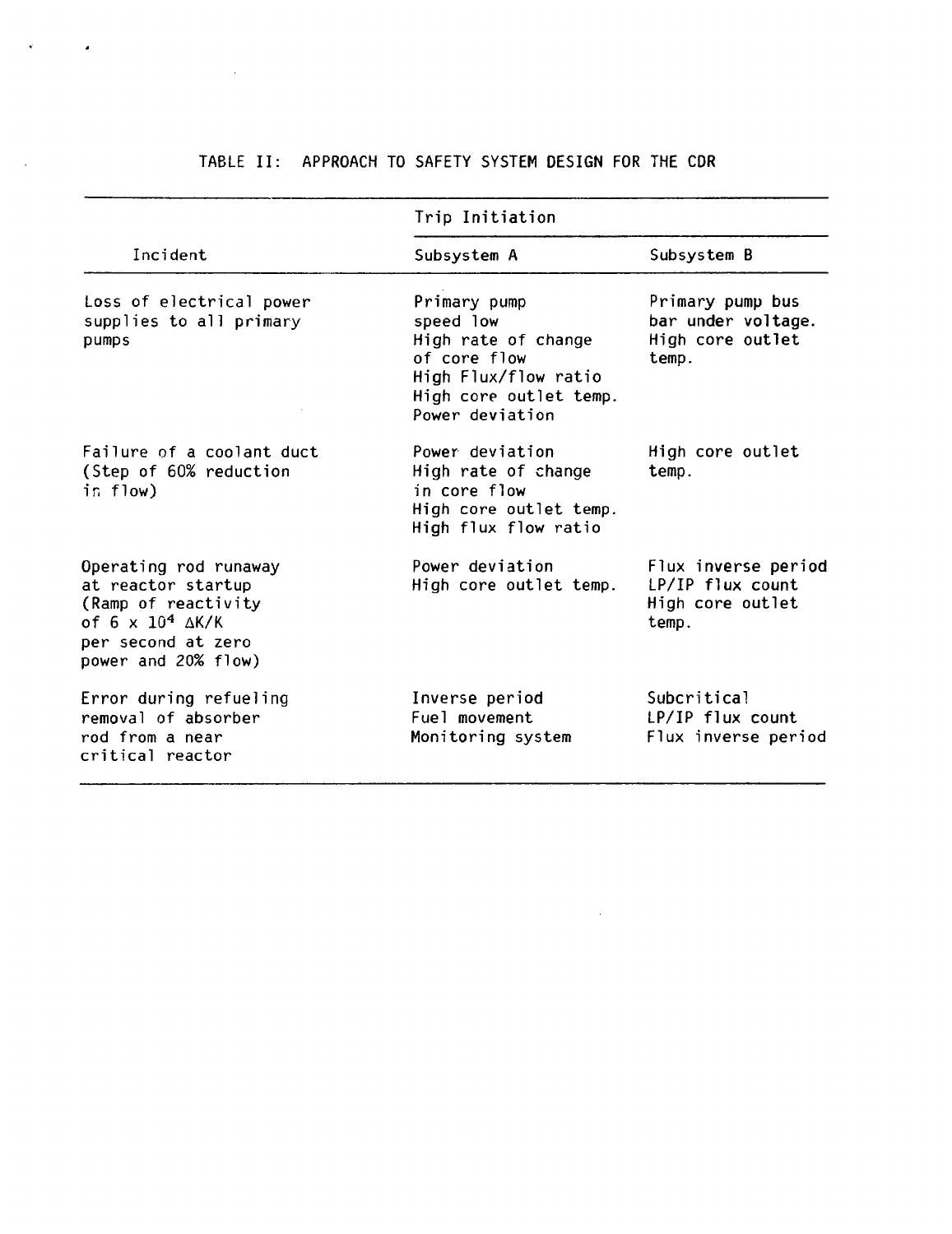TABLE II: APPROACH TO SAFETY SYSTEM DESIGN FOR THE CDR

| Incident | Trip Initiation | |
|---|---|---|
| | Subsystem A | Subsystem B |
| Loss of electrical power supplies to all primary pumps | Primary pump speed low<br>High rate of change of core flow<br>High Flux/flow ratio<br>High core outlet temp.<br>Power deviation | Primary pump bus bar under voltage.<br>High core outlet temp. |
| Failure of a coolant duct (Step of 60% reduction in flow) | Power deviation<br>High rate of change in core flow<br>High core outlet temp.<br>High flux flow ratio | High core outlet temp. |
| Operating rod runaway at reactor startup (Ramp of reactivity of $6 \times 10^{4}$ $\Delta K/K$ per second at zero power and 20% flow) | Power deviation<br>High core outlet temp. | Flux inverse period<br>LP/IP flux count<br>High core outlet temp. |
| Error during refueling removal of absorber rod from a near critical reactor | Inverse period<br>Fuel movement<br>Monitoring system | Subcritical<br>LP/IP flux count<br>Flux inverse period |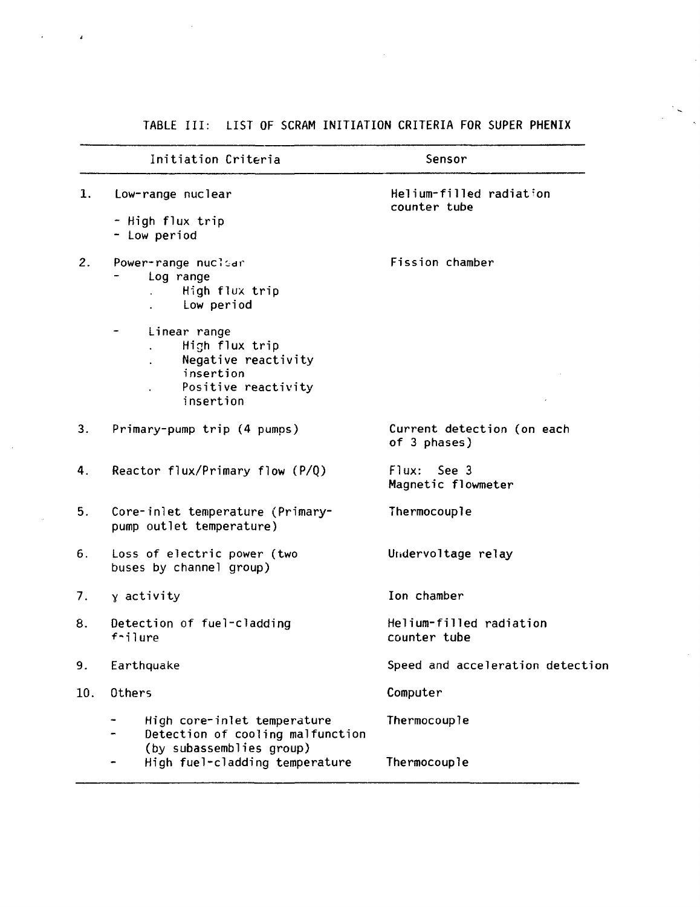TABLE III: LIST OF SCRAM INITIATION CRITERIA FOR SUPER PHENIX

| Initiation Criteria | Sensor |
|---|---|
| 1. Low-range nuclear<br>- High flux trip<br>- Low period | Helium-filled radiation counter tube |
| 2. Power-range nuclear<br>- Log range<br>. High flux trip<br>. Low period<br>- Linear range<br>. High flux trip<br>. Negative reactivity insertion<br>. Positive reactivity insertion | Fission chamber |
| 3. Primary-pump trip (4 pumps) | Current detection (on each of 3 phases) |
| 4. Reactor flux/Primary flow (P/Q) | Flux: See 3<br>Magnetic flowmeter |
| 5. Core-inlet temperature (Primary-pump outlet temperature) | Thermocouple |
| 6. Loss of electric power (two buses by channel group) | Undervoltage relay |
| 7. $\gamma$ activity | Ion chamber |
| 8. Detection of fuel-cladding failure | Helium-filled radiation counter tube |
| 9. Earthquake | Speed and acceleration detection |
| 10. Others | Computer |
| - High core-inlet temperature | Thermocouple |
| - Detection of cooling malfunction (by subassemblies group) | |
| - High fuel-cladding temperature | Thermocouple |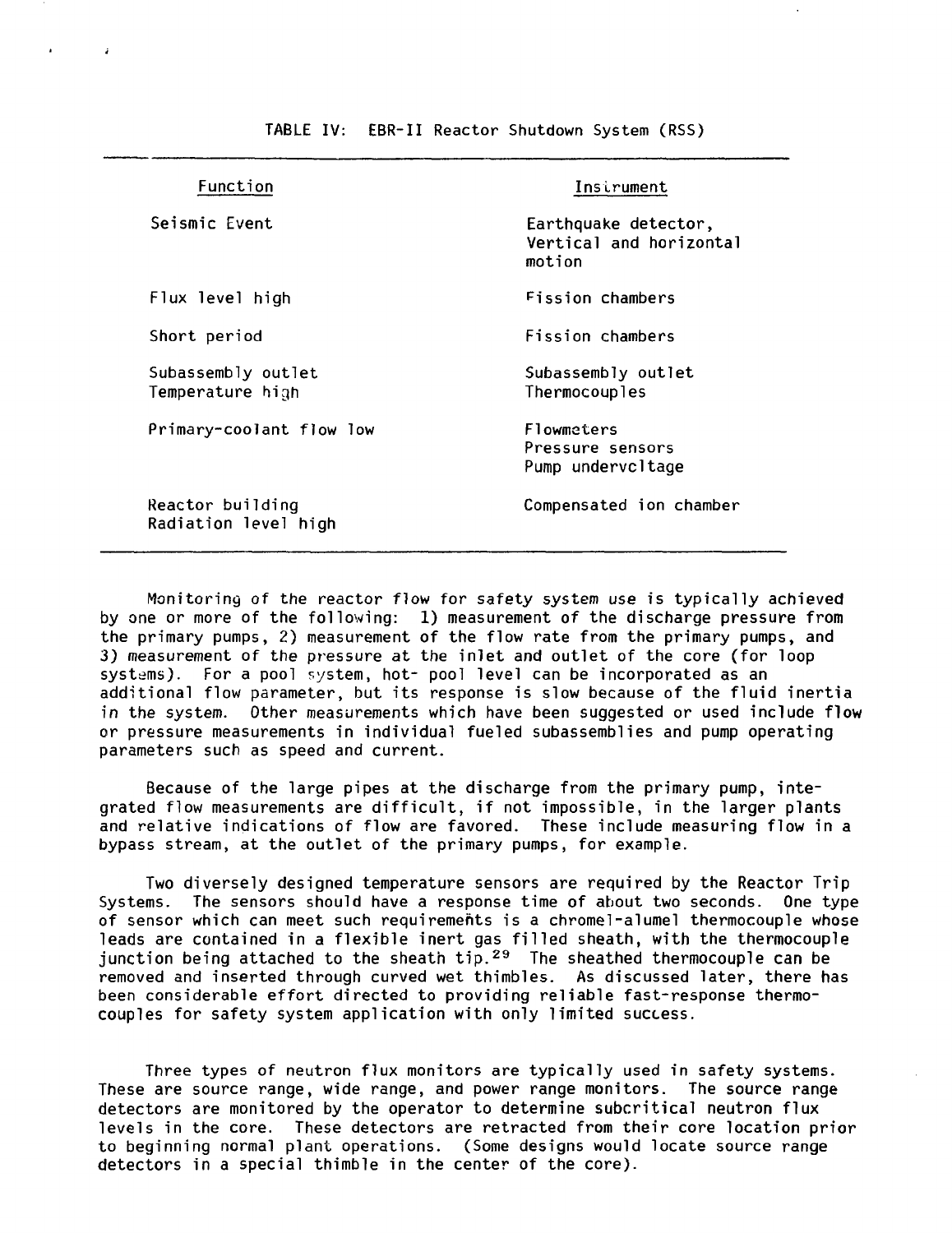TABLE IV: EBR-II Reactor Shutdown System (RSS)

| Function | Instrument |
| --- | --- |
| Seismic Event | Earthquake detector, Vertical and horizontal motion |
| Flux level high | Fission chambers |
| Short period | Fission chambers |
| Subassembly outlet Temperature high | Subassembly outlet Thermocouples |
| Primary-coolant flow low | Flowmeters<br>Pressure sensors<br>Pump undervoltage |
| Reactor building Radiation level high | Compensated ion chamber |

Monitoring of the reactor flow for safety system use is typically achieved by one or more of the following: 1) measurement of the discharge pressure from the primary pumps, 2) measurement of the flow rate from the primary pumps, and 3) measurement of the pressure at the inlet and outlet of the core (for loop systems). For a pool system, hot- pool level can be incorporated as an additional flow parameter, but its response is slow because of the fluid inertia in the system. Other measurements which have been suggested or used include flow or pressure measurements in individual fueled subassemblies and pump operating parameters such as speed and current.

Because of the large pipes at the discharge from the primary pump, integrated flow measurements are difficult, if not impossible, in the larger plants and relative indications of flow are favored. These include measuring flow in a bypass stream, at the outlet of the primary pumps, for example.

Two diversely designed temperature sensors are required by the Reactor Trip Systems. The sensors should have a response time of about two seconds. One type of sensor which can meet such requirements is a chromel-alumel thermocouple whose leads are contained in a flexible inert gas filled sheath, with the thermocouple junction being attached to the sheath tip.[29] The sheathed thermocouple can be removed and inserted through curved wet thimbles. As discussed later, there has been considerable effort directed to providing reliable fast-response thermocouples for safety system application with only limited success.

Three types of neutron flux monitors are typically used in safety systems. These are source range, wide range, and power range monitors. The source range detectors are monitored by the operator to determine subcritical neutron flux levels in the core. These detectors are retracted from their core location prior to beginning normal plant operations. (Some designs would locate source range detectors in a special thimble in the center of the core).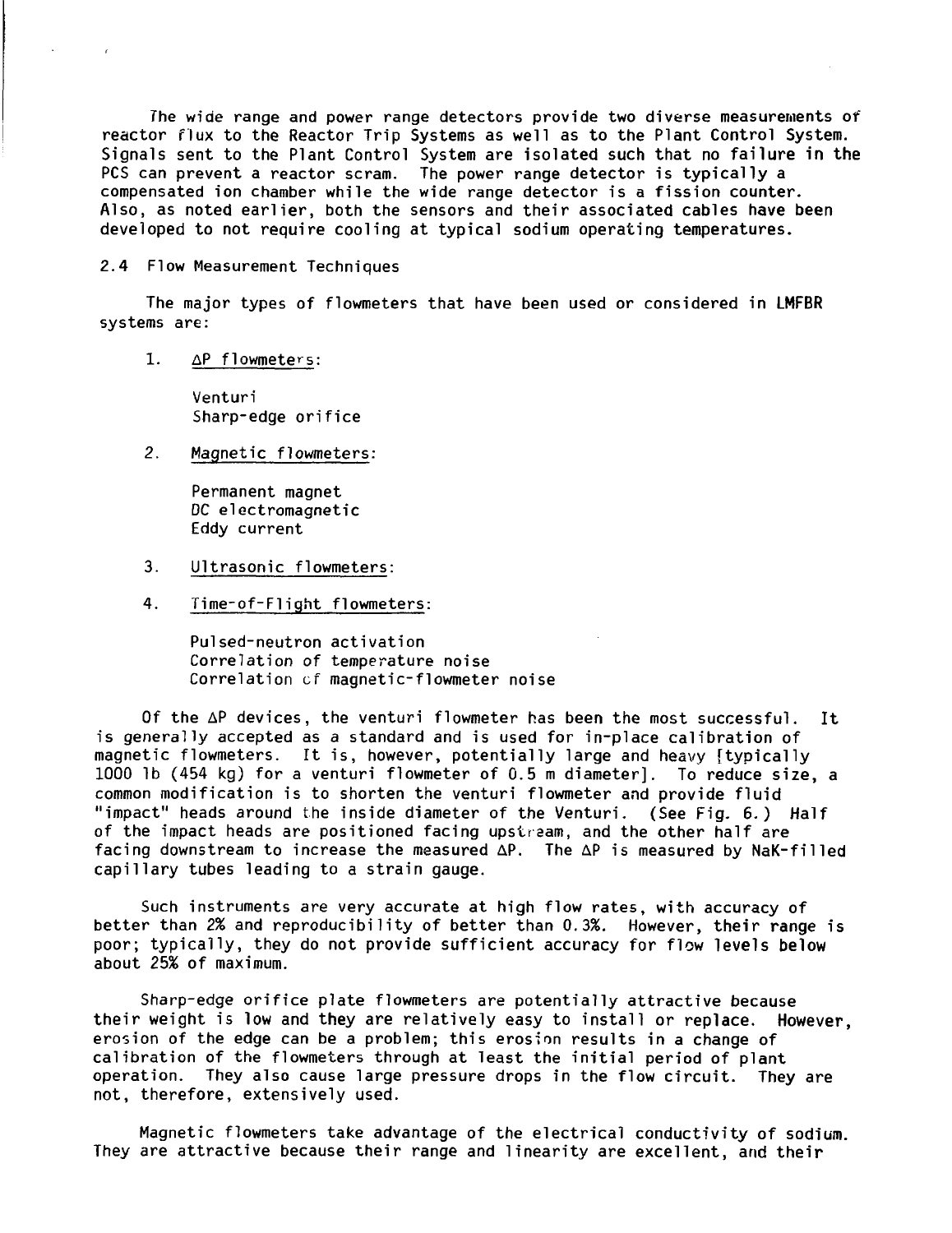The wide range and power range detectors provide two diverse measurements of reactor flux to the Reactor Trip Systems as well as to the Plant Control System. Signals sent to the Plant Control System are isolated such that no failure in the PCS can prevent a reactor scram. The power range detector is typically a compensated ion chamber while the wide range detector is a fission counter. Also, as noted earlier, both the sensors and their associated cables have been developed to not require cooling at typical sodium operating temperatures.

## 2.4 Flow Measurement Techniques

The major types of flowmeters that have been used or considered in LMFBR systems are:

1. <u>$\Delta$P flowmeters</u>:

   Venturi
   Sharp-edge orifice

2. <u>Magnetic flowmeters</u>:

   Permanent magnet
   DC electromagnetic
   Eddy current

3. <u>Ultrasonic flowmeters</u>:

4. <u>Time-of-Flight flowmeters</u>:

   Pulsed-neutron activation
   Correlation of temperature noise
   Correlation of magnetic-flowmeter noise

Of the $\Delta$P devices, the venturi flowmeter has been the most successful. It is generally accepted as a standard and is used for in-place calibration of magnetic flowmeters. It is, however, potentially large and heavy [typically 1000 lb (454 kg) for a venturi flowmeter of 0.5 m diameter]. To reduce size, a common modification is to shorten the venturi flowmeter and provide fluid "impact" heads around the inside diameter of the Venturi. (See Fig. 6.) Half of the impact heads are positioned facing upstream, and the other half are facing downstream to increase the measured $\Delta$P. The $\Delta$P is measured by NaK-filled capillary tubes leading to a strain gauge.

Such instruments are very accurate at high flow rates, with accuracy of better than 2% and reproducibility of better than 0.3%. However, their range is poor; typically, they do not provide sufficient accuracy for flow levels below about 25% of maximum.

Sharp-edge orifice plate flowmeters are potentially attractive because their weight is low and they are relatively easy to install or replace. However, erosion of the edge can be a problem; this erosion results in a change of calibration of the flowmeters through at least the initial period of plant operation. They also cause large pressure drops in the flow circuit. They are not, therefore, extensively used.

Magnetic flowmeters take advantage of the electrical conductivity of sodium. They are attractive because their range and linearity are excellent, and their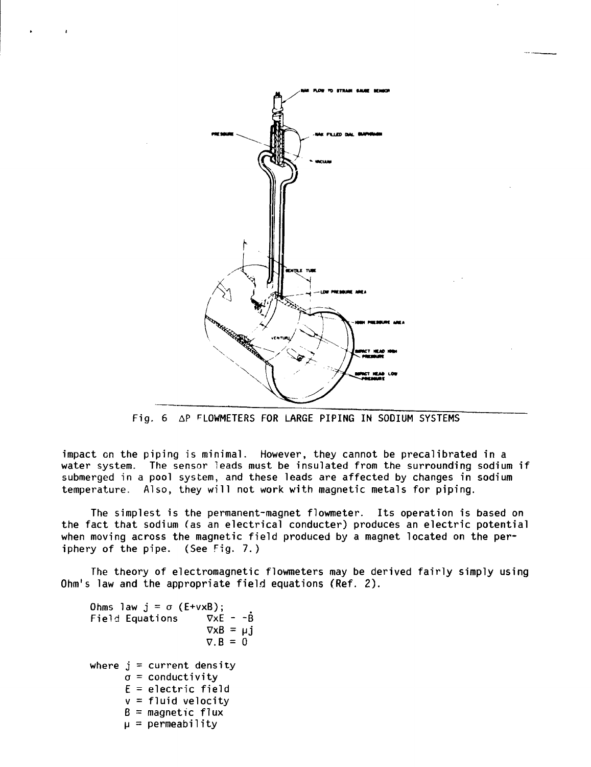Fig. 6 ΔP FLOWMETERS FOR LARGE PIPING IN SODIUM SYSTEMS

impact on the piping is minimal. However, they cannot be precalibrated in a water system. The sensor leads must be insulated from the surrounding sodium if submerged in a pool system, and these leads are affected by changes in sodium temperature. Also, they will not work with magnetic metals for piping.

The simplest is the permanent-magnet flowmeter. Its operation is based on the fact that sodium (as an electrical conducter) produces an electric potential when moving across the magnetic field produced by a magnet located on the periphery of the pipe. (See Fig. 7.)

The theory of electromagnetic flowmeters may be derived fairly simply using Ohm's law and the appropriate field equations (Ref. 2).

Ohms law $j = \sigma (E + v \times B)$;

Field Equations

$$\nabla \times E = -\dot{B}$$

$$\nabla \times B = \mu j$$

$$\nabla \cdot B = 0$$

where $j$ = current density
$\sigma$ = conductivity
$E$ = electric field
$v$ = fluid velocity
$B$ = magnetic flux
$\mu$ = permeability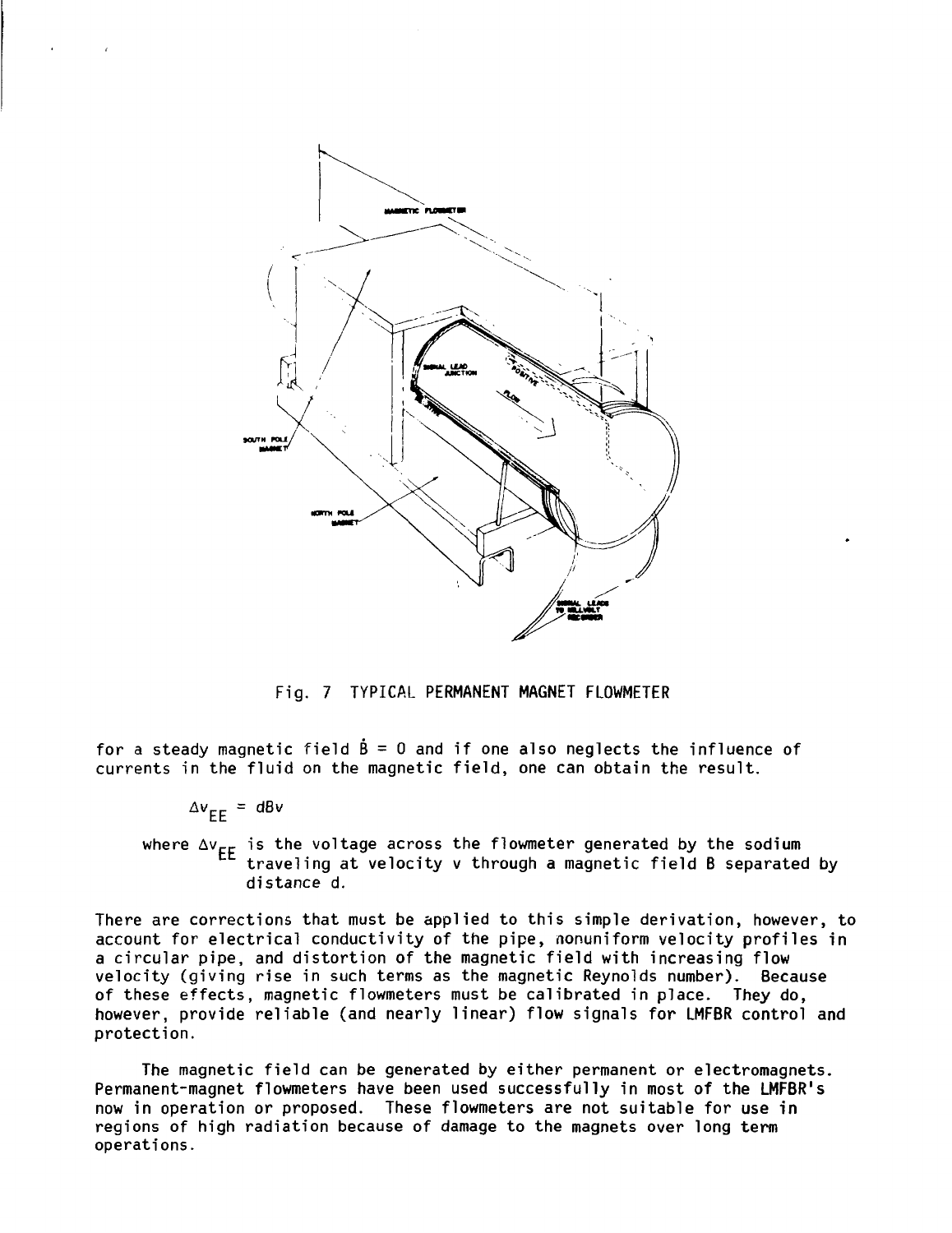Fig. 7 TYPICAL PERMANENT MAGNET FLOWMETER

for a steady magnetic field $\dot{B} = 0$ and if one also neglects the influence of currents in the fluid on the magnetic field, one can obtain the result.

$$\Delta v_{EE} = dBv$$

where $\Delta v_{EE}$ is the voltage across the flowmeter generated by the sodium traveling at velocity v through a magnetic field B separated by distance d.

There are corrections that must be applied to this simple derivation, however, to account for electrical conductivity of the pipe, nonuniform velocity profiles in a circular pipe, and distortion of the magnetic field with increasing flow velocity (giving rise in such terms as the magnetic Reynolds number). Because of these effects, magnetic flowmeters must be calibrated in place. They do, however, provide reliable (and nearly linear) flow signals for LMFBR control and protection.

The magnetic field can be generated by either permanent or electromagnets. Permanent-magnet flowmeters have been used successfully in most of the LMFBR's now in operation or proposed. These flowmeters are not suitable for use in regions of high radiation because of damage to the magnets over long term operations.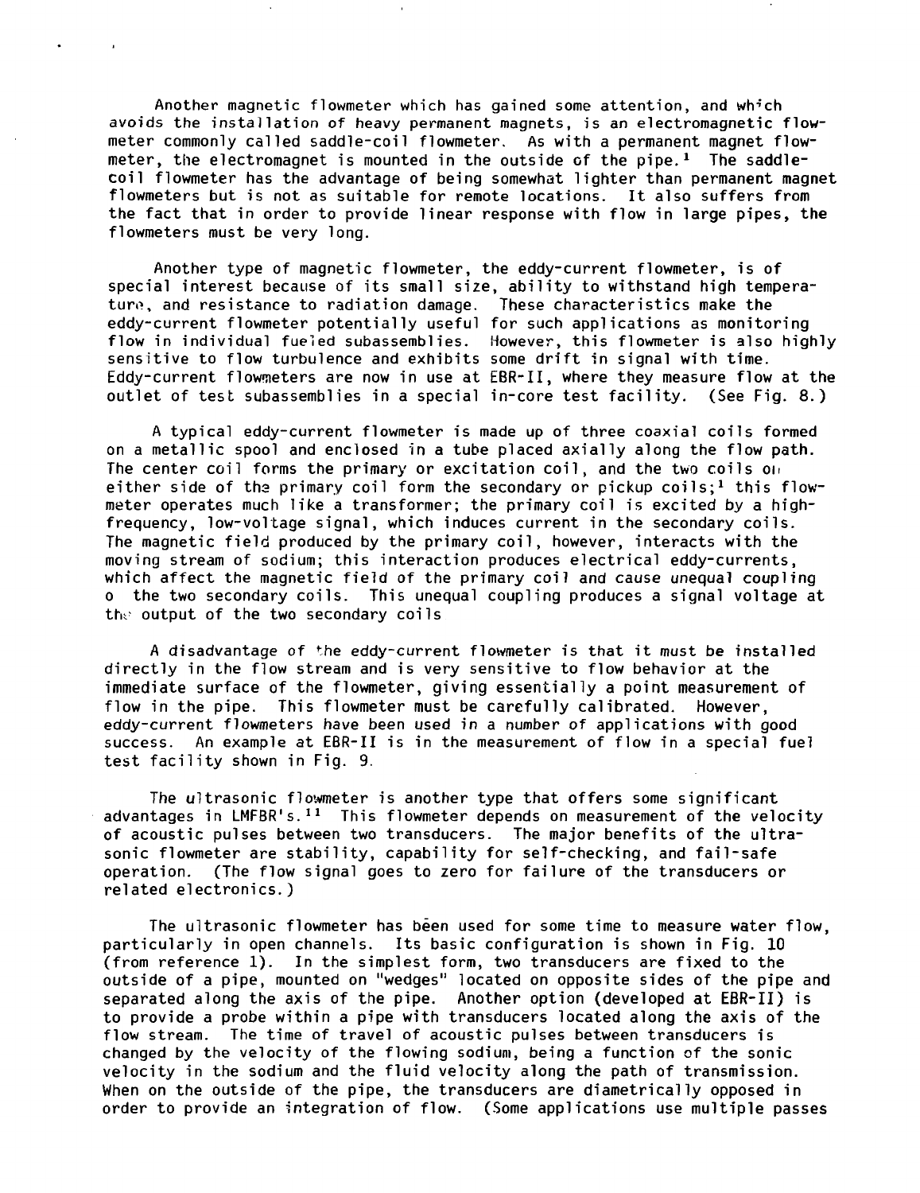Another magnetic flowmeter which has gained some attention, and which avoids the installation of heavy permanent magnets, is an electromagnetic flowmeter commonly called saddle-coil flowmeter. As with a permanent magnet flowmeter, the electromagnet is mounted in the outside of the pipe.[1] The saddle-coil flowmeter has the advantage of being somewhat lighter than permanent magnet flowmeters but is not as suitable for remote locations. It also suffers from the fact that in order to provide linear response with flow in large pipes, the flowmeters must be very long.

Another type of magnetic flowmeter, the eddy-current flowmeter, is of special interest because of its small size, ability to withstand high temperature, and resistance to radiation damage. These characteristics make the eddy-current flowmeter potentially useful for such applications as monitoring flow in individual fueled subassemblies. However, this flowmeter is also highly sensitive to flow turbulence and exhibits some drift in signal with time. Eddy-current flowmeters are now in use at EBR-II, where they measure flow at the outlet of test subassemblies in a special in-core test facility. (See Fig. 8.)

A typical eddy-current flowmeter is made up of three coaxial coils formed on a metallic spool and enclosed in a tube placed axially along the flow path. The center coil forms the primary or excitation coil, and the two coils on either side of the primary coil form the secondary or pickup coils;[1] this flowmeter operates much like a transformer; the primary coil is excited by a high-frequency, low-voltage signal, which induces current in the secondary coils. The magnetic field produced by the primary coil, however, interacts with the moving stream of sodium; this interaction produces electrical eddy-currents, which affect the magnetic field of the primary coil and cause unequal coupling o the two secondary coils. This unequal coupling produces a signal voltage at the output of the two secondary coils

A disadvantage of the eddy-current flowmeter is that it must be installed directly in the flow stream and is very sensitive to flow behavior at the immediate surface of the flowmeter, giving essentially a point measurement of flow in the pipe. This flowmeter must be carefully calibrated. However, eddy-current flowmeters have been used in a number of applications with good success. An example at EBR-II is in the measurement of flow in a special fuel test facility shown in Fig. 9.

The ultrasonic flowmeter is another type that offers some significant advantages in LMFBR's.[11] This flowmeter depends on measurement of the velocity of acoustic pulses between two transducers. The major benefits of the ultrasonic flowmeter are stability, capability for self-checking, and fail-safe operation. (The flow signal goes to zero for failure of the transducers or related electronics.)

The ultrasonic flowmeter has been used for some time to measure water flow, particularly in open channels. Its basic configuration is shown in Fig. 10 (from reference 1). In the simplest form, two transducers are fixed to the outside of a pipe, mounted on "wedges" located on opposite sides of the pipe and separated along the axis of the pipe. Another option (developed at EBR-II) is to provide a probe within a pipe with transducers located along the axis of the flow stream. The time of travel of acoustic pulses between transducers is changed by the velocity of the flowing sodium, being a function of the sonic velocity in the sodium and the fluid velocity along the path of transmission. When on the outside of the pipe, the transducers are diametrically opposed in order to provide an integration of flow. (Some applications use multiple passes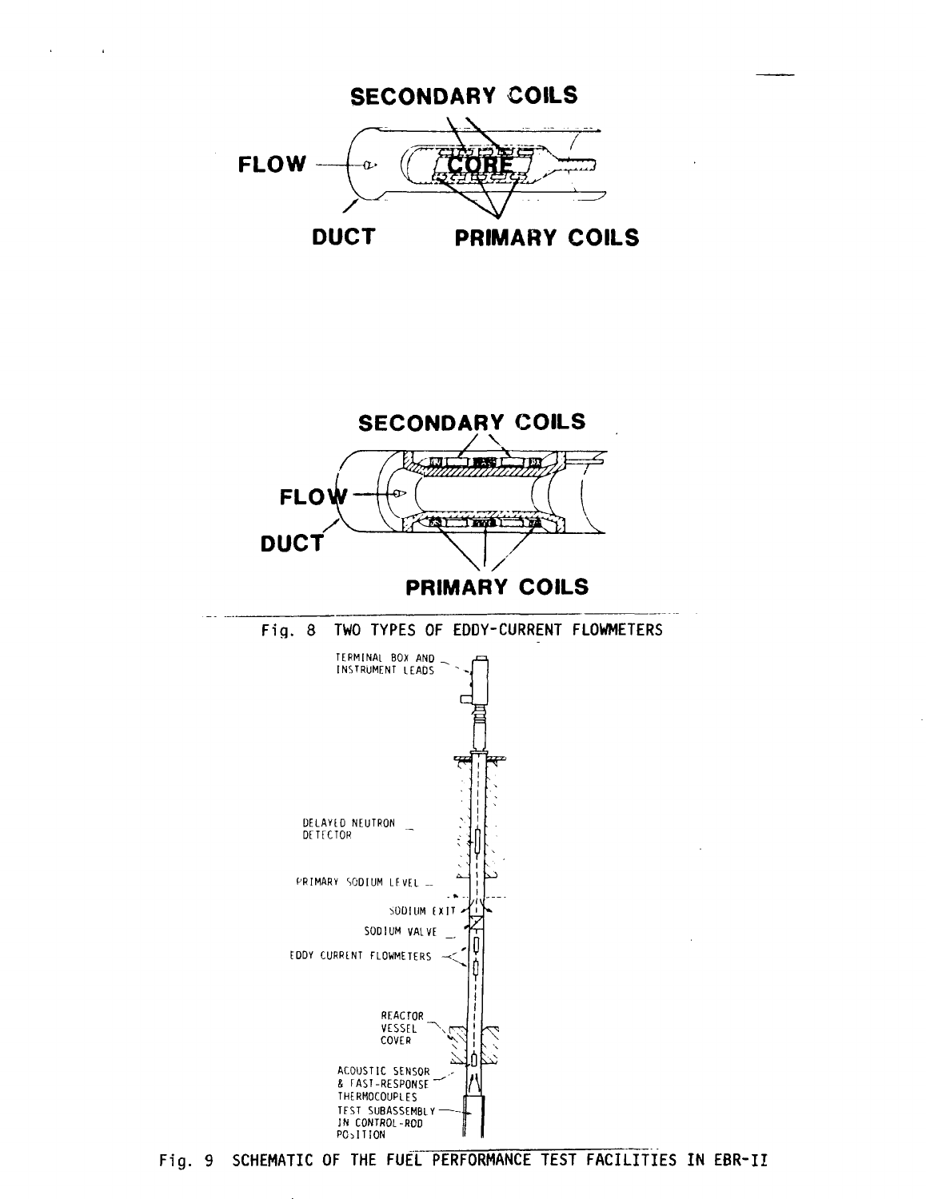SECONDARY COILS

FLOW

CORE

DUCT PRIMARY COILS

SECONDARY COILS

FLOW

DUCT

PRIMARY COILS

Fig. 8 TWO TYPES OF EDDY-CURRENT FLOWMETERS

TERMINAL BOX AND INSTRUMENT LEADS

DELAYED NEUTRON DETECTOR

PRIMARY SODIUM LEVEL

SODIUM EXIT

SODIUM VALVE

EDDY CURRENT FLOWMETERS

REACTOR VESSEL COVER

ACOUSTIC SENSOR & FAST-RESPONSE THERMOCOUPLES

TEST SUBASSEMBLY IN CONTROL-ROD POSITION

Fig. 9 SCHEMATIC OF THE FUEL PERFORMANCE TEST FACILITIES IN EBR-II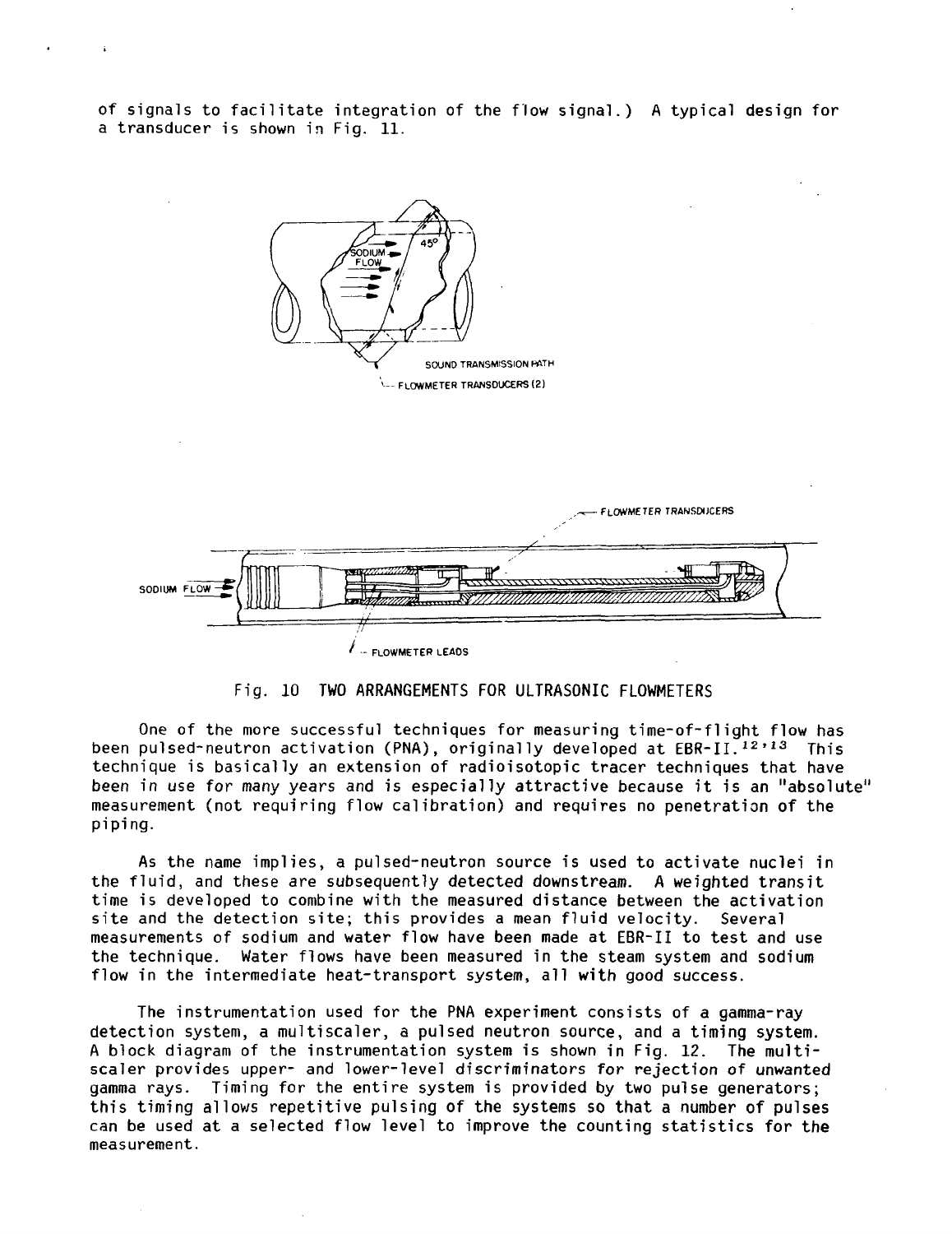of signals to facilitate integration of the flow signal.) A typical design for a transducer is shown in Fig. 11.

Fig. 10 TWO ARRANGEMENTS FOR ULTRASONIC FLOWMETERS

One of the more successful techniques for measuring time-of-flight flow has been pulsed-neutron activation (PNA), originally developed at EBR-II.[12,13] This technique is basically an extension of radioisotopic tracer techniques that have been in use for many years and is especially attractive because it is an "absolute" measurement (not requiring flow calibration) and requires no penetration of the piping.

As the name implies, a pulsed-neutron source is used to activate nuclei in the fluid, and these are subsequently detected downstream. A weighted transit time is developed to combine with the measured distance between the activation site and the detection site; this provides a mean fluid velocity. Several measurements of sodium and water flow have been made at EBR-II to test and use the technique. Water flows have been measured in the steam system and sodium flow in the intermediate heat-transport system, all with good success.

The instrumentation used for the PNA experiment consists of a gamma-ray detection system, a multiscaler, a pulsed neutron source, and a timing system. A block diagram of the instrumentation system is shown in Fig. 12. The multiscaler provides upper- and lower-level discriminators for rejection of unwanted gamma rays. Timing for the entire system is provided by two pulse generators; this timing allows repetitive pulsing of the systems so that a number of pulses can be used at a selected flow level to improve the counting statistics for the measurement.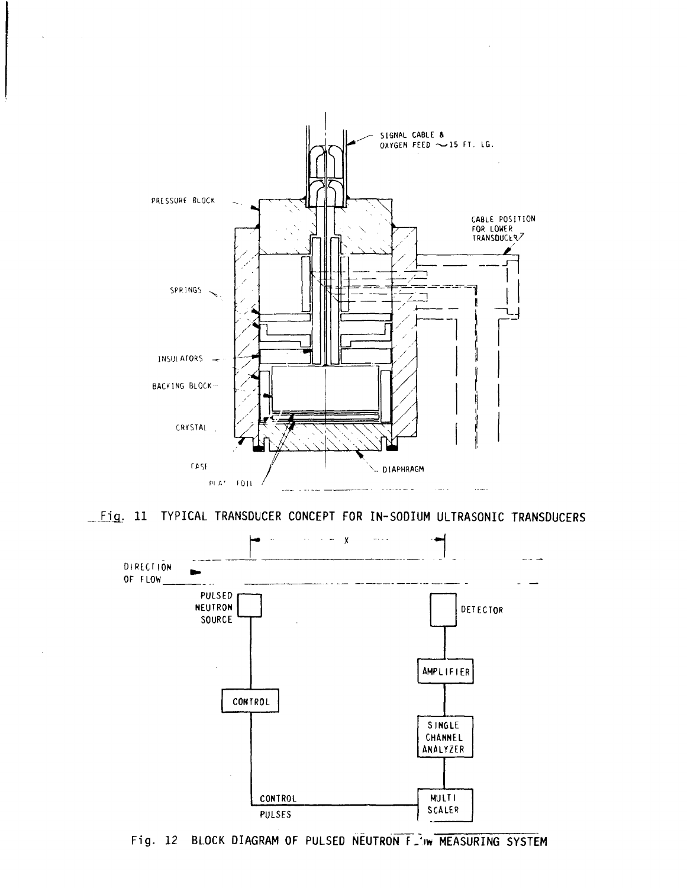SIGNAL CABLE & OXYGEN FEED ~15 FT. LG.

PRESSURE BLOCK

CABLE POSITION FOR LOWER TRANSDUCER

SPRINGS

INSULATORS

BACKING BLOCK

CRYSTAL

CASE

PLAT FOIL

DIAPHRAGM

Fig. 11 TYPICAL TRANSDUCER CONCEPT FOR IN-SODIUM ULTRASONIC TRANSDUCERS

X

DIRECTION OF FLOW

PULSED NEUTRON SOURCE

DETECTOR

AMPLIFIER

CONTROL

SINGLE CHANNEL ANALYZER

CONTROL PULSES

MULTI SCALER

Fig. 12 BLOCK DIAGRAM OF PULSED NEUTRON FLOW MEASURING SYSTEM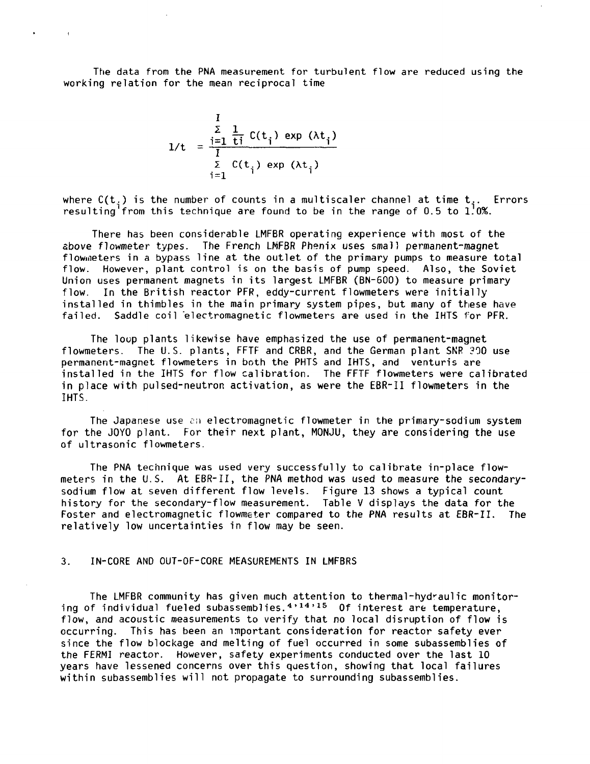The data from the PNA measurement for turbulent flow are reduced using the working relation for the mean reciprocal time

$$\overline{1/t} = \frac{\sum_{i=1}^{I} \frac{1}{t_i} C(t_i) \exp(\lambda t_i)}{\sum_{i=1}^{I} C(t_i) \exp(\lambda t_i)}$$

where $C(t_i)$ is the number of counts in a multiscaler channel at time $t_i$. Errors resulting from this technique are found to be in the range of 0.5 to 1.0%.

There has been considerable LMFBR operating experience with most of the above flowmeter types. The French LMFBR Phenix uses small permanent-magnet flowmeters in a bypass line at the outlet of the primary pumps to measure total flow. However, plant control is on the basis of pump speed. Also, the Soviet Union uses permanent magnets in its largest LMFBR (BN-600) to measure primary flow. In the British reactor PFR, eddy-current flowmeters were initially installed in thimbles in the main primary system pipes, but many of these have failed. Saddle coil electromagnetic flowmeters are used in the IHTS for PFR.

The loop plants likewise have emphasized the use of permanent-magnet flowmeters. The U.S. plants, FFTF and CRBR, and the German plant SNR 300 use permanent-magnet flowmeters in both the PHTS and IHTS, and venturis are installed in the IHTS for flow calibration. The FFTF flowmeters were calibrated in place with pulsed-neutron activation, as were the EBR-II flowmeters in the IHTS.

The Japanese use an electromagnetic flowmeter in the primary-sodium system for the JOYO plant. For their next plant, MONJU, they are considering the use of ultrasonic flowmeters.

The PNA technique was used very successfully to calibrate in-place flowmeters in the U.S. At EBR-II, the PNA method was used to measure the secondary-sodium flow at seven different flow levels. Figure 13 shows a typical count history for the secondary-flow measurement. Table V displays the data for the Foster and electromagnetic flowmeter compared to the PNA results at EBR-II. The relatively low uncertainties in flow may be seen.

## 3. IN-CORE AND OUT-OF-CORE MEASUREMENTS IN LMFBRS

The LMFBR community has given much attention to thermal-hydraulic monitoring of individual fueled subassemblies.[4,14,15] Of interest are temperature, flow, and acoustic measurements to verify that no local disruption of flow is occurring. This has been an important consideration for reactor safety ever since the flow blockage and melting of fuel occurred in some subassemblies of the FERMI reactor. However, safety experiments conducted over the last 10 years have lessened concerns over this question, showing that local failures within subassemblies will not propagate to surrounding subassemblies.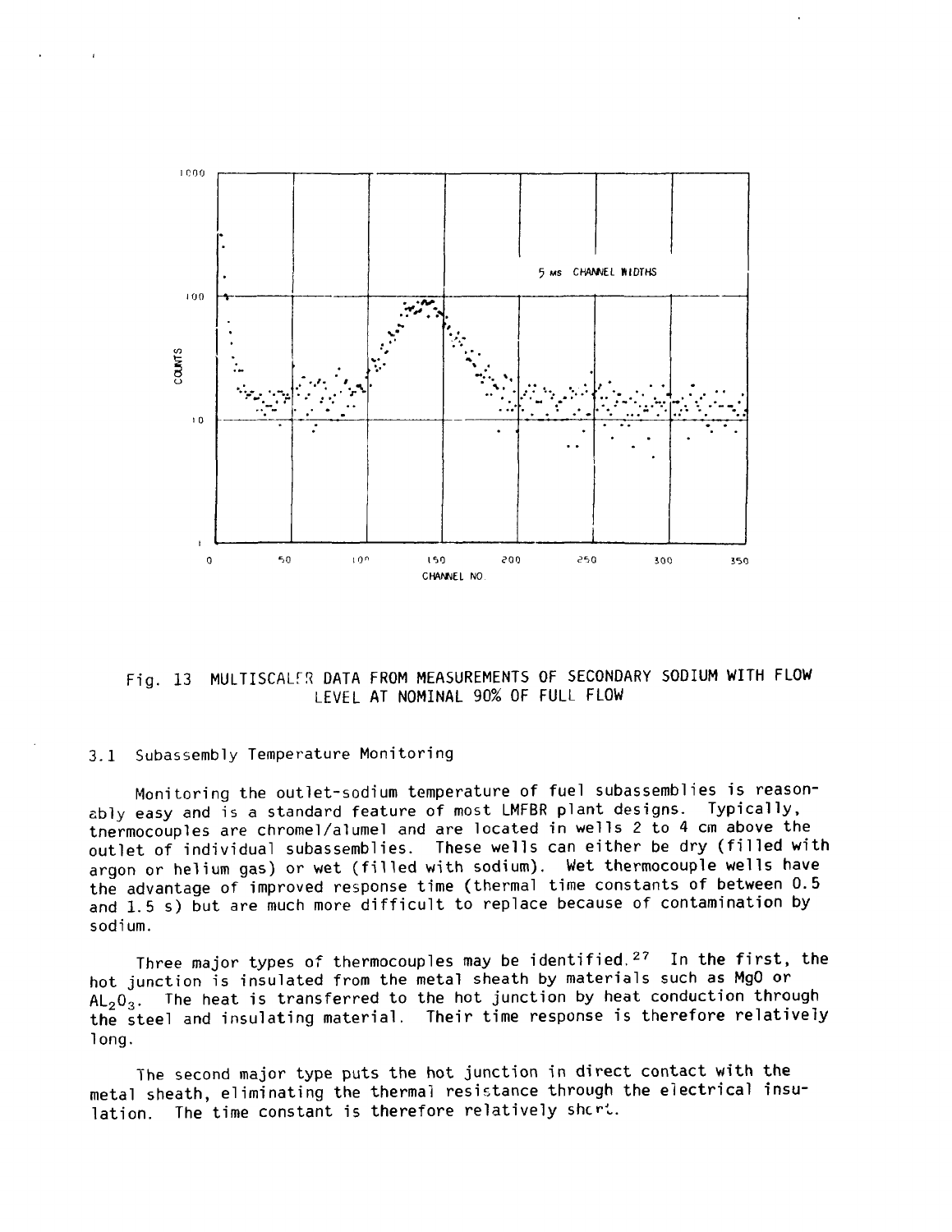Fig. 13 MULTISCALER DATA FROM MEASUREMENTS OF SECONDARY SODIUM WITH FLOW LEVEL AT NOMINAL 90% OF FULL FLOW

### 3.1 Subassembly Temperature Monitoring

Monitoring the outlet-sodium temperature of fuel subassemblies is reasonably easy and is a standard feature of most LMFBR plant designs. Typically, thermocouples are chromel/alumel and are located in wells 2 to 4 cm above the outlet of individual subassemblies. These wells can either be dry (filled with argon or helium gas) or wet (filled with sodium). Wet thermocouple wells have the advantage of improved response time (thermal time constants of between 0.5 and 1.5 s) but are much more difficult to replace because of contamination by sodium.

Three major types of thermocouples may be identified.[27] In the first, the hot junction is insulated from the metal sheath by materials such as MgO or $Al_2O_3$. The heat is transferred to the hot junction by heat conduction through the steel and insulating material. Their time response is therefore relatively long.

The second major type puts the hot junction in direct contact with the metal sheath, eliminating the thermal resistance through the electrical insulation. The time constant is therefore relatively short.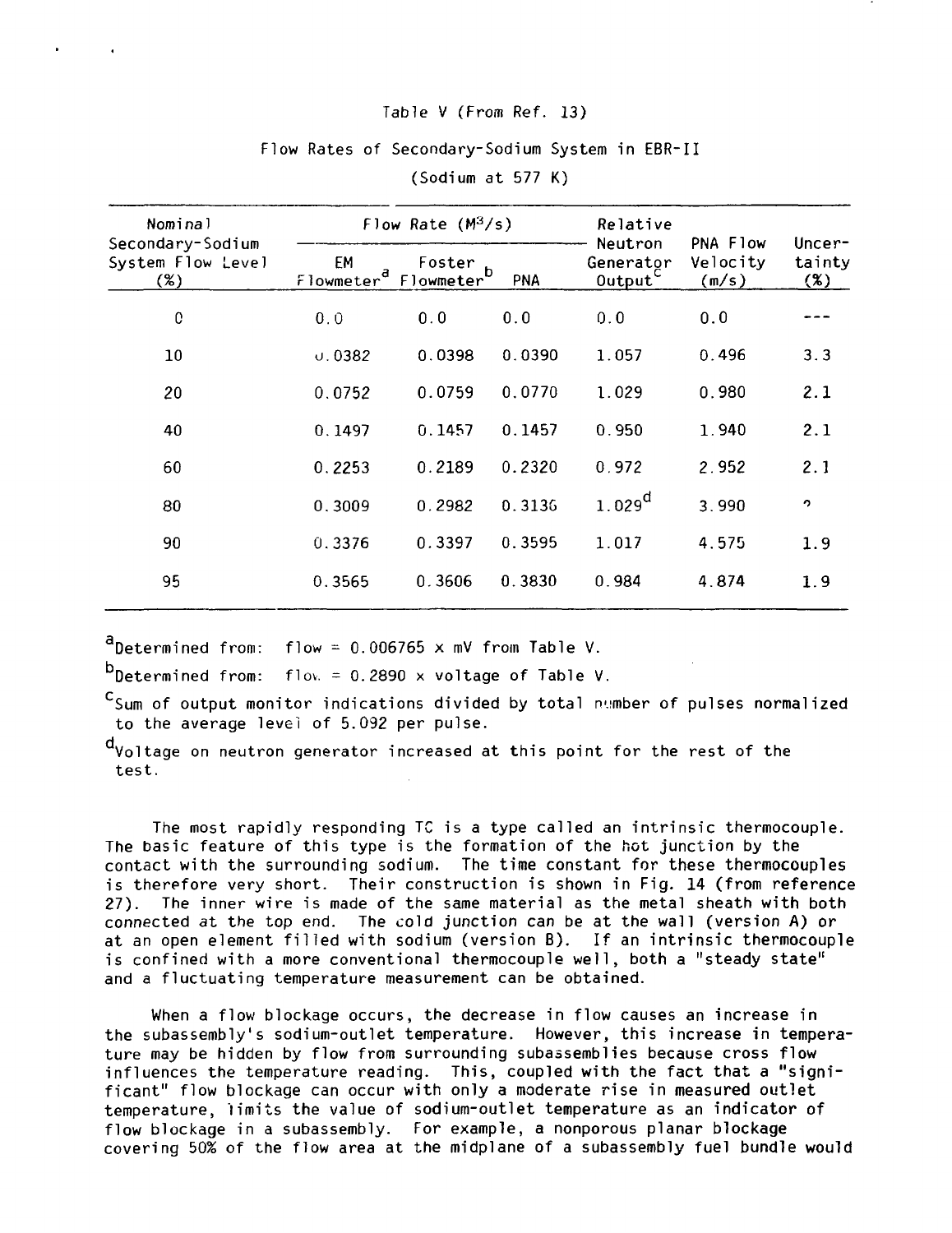Table V (From Ref. 13)

Flow Rates of Secondary-Sodium System in EBR-II

(Sodium at 577 K)

| Nominal Secondary-Sodium System Flow Level (%) | Flow Rate ($M^3$/s) | | | Relative Neutron Generator Output[c] | PNA Flow Velocity (m/s) | Uncertainty (%) |
|---|---|---|---|---|---|---|
| | EM Flowmeter[a] | Foster Flowmeter[b] | PNA | | | |
| 0 | 0.0 | 0.0 | 0.0 | 0.0 | 0.0 | --- |
| 10 | 0.0382 | 0.0398 | 0.0390 | 1.057 | 0.496 | 3.3 |
| 20 | 0.0752 | 0.0759 | 0.0770 | 1.029 | 0.980 | 2.1 |
| 40 | 0.1497 | 0.1457 | 0.1457 | 0.950 | 1.940 | 2.1 |
| 60 | 0.2253 | 0.2189 | 0.2320 | 0.972 | 2.952 | 2.1 |
| 80 | 0.3009 | 0.2982 | 0.3136 | 1.029[d] | 3.990 | ? |
| 90 | 0.3376 | 0.3397 | 0.3595 | 1.017 | 4.575 | 1.9 |
| 95 | 0.3565 | 0.3606 | 0.3830 | 0.984 | 4.874 | 1.9 |

[a]Determined from: flow = 0.006765 x mV from Table V.

[b]Determined from: flow = 0.2890 x voltage of Table V.

[c]Sum of output monitor indications divided by total number of pulses normalized to the average level of 5.092 per pulse.

[d]Voltage on neutron generator increased at this point for the rest of the test.

The most rapidly responding TC is a type called an intrinsic thermocouple. The basic feature of this type is the formation of the hot junction by the contact with the surrounding sodium. The time constant for these thermocouples is therefore very short. Their construction is shown in Fig. 14 (from reference 27). The inner wire is made of the same material as the metal sheath with both connected at the top end. The cold junction can be at the wall (version A) or at an open element filled with sodium (version B). If an intrinsic thermocouple is confined with a more conventional thermocouple well, both a "steady state" and a fluctuating temperature measurement can be obtained.

When a flow blockage occurs, the decrease in flow causes an increase in the subassembly's sodium-outlet temperature. However, this increase in temperature may be hidden by flow from surrounding subassemblies because cross flow influences the temperature reading. This, coupled with the fact that a "significant" flow blockage can occur with only a moderate rise in measured outlet temperature, limits the value of sodium-outlet temperature as an indicator of flow blockage in a subassembly. For example, a nonporous planar blockage covering 50% of the flow area at the midplane of a subassembly fuel bundle would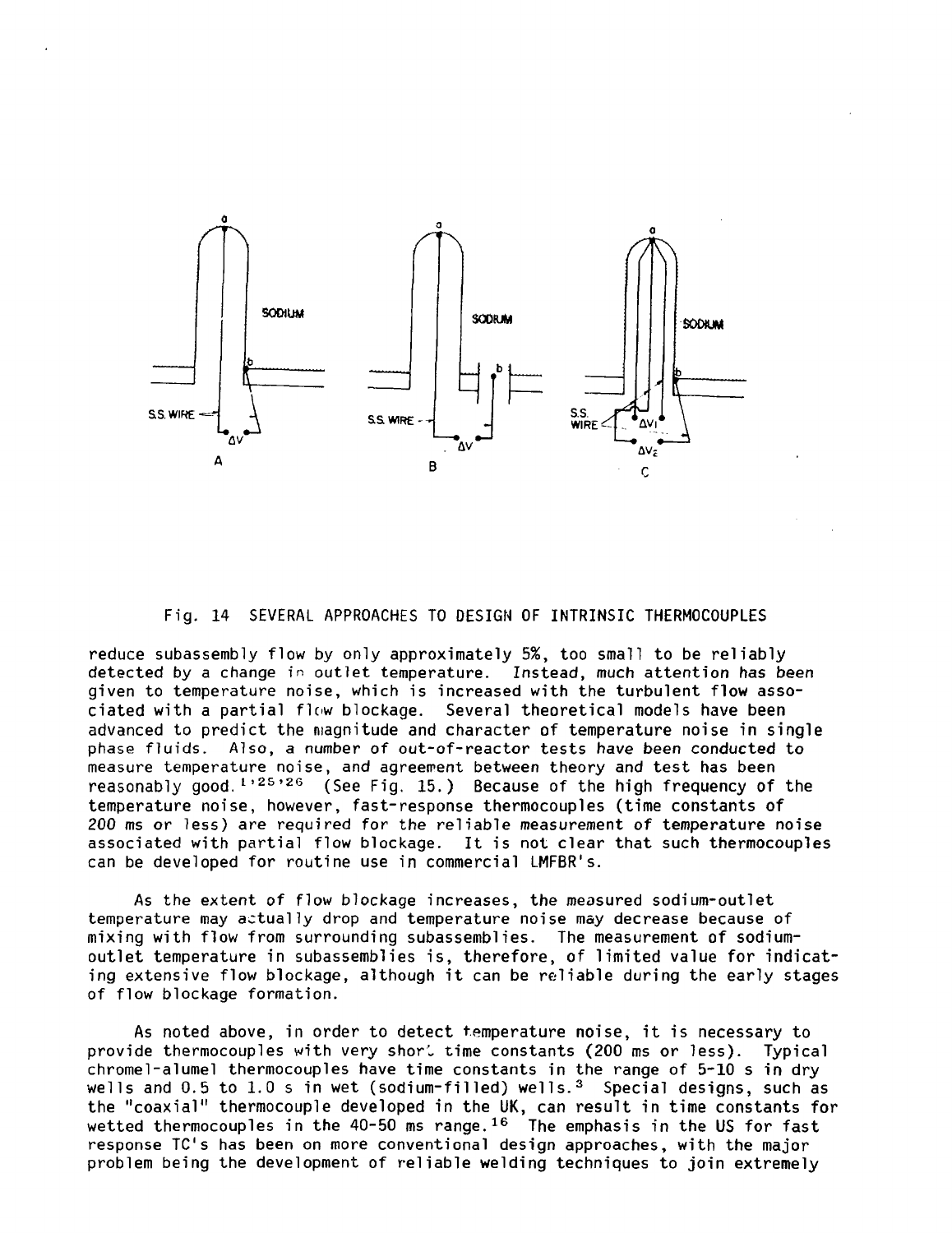Fig. 14 SEVERAL APPROACHES TO DESIGN OF INTRINSIC THERMOCOUPLES

reduce subassembly flow by only approximately 5%, too small to be reliably detected by a change in outlet temperature. Instead, much attention has been given to temperature noise, which is increased with the turbulent flow associated with a partial flow blockage. Several theoretical models have been advanced to predict the magnitude and character of temperature noise in single phase fluids. Also, a number of out-of-reactor tests have been conducted to measure temperature noise, and agreement between theory and test has been reasonably good.[1,25,26] (See Fig. 15.) Because of the high frequency of the temperature noise, however, fast-response thermocouples (time constants of 200 ms or less) are required for the reliable measurement of temperature noise associated with partial flow blockage. It is not clear that such thermocouples can be developed for routine use in commercial LMFBR's.

As the extent of flow blockage increases, the measured sodium-outlet temperature may actually drop and temperature noise may decrease because of mixing with flow from surrounding subassemblies. The measurement of sodium-outlet temperature in subassemblies is, therefore, of limited value for indicating extensive flow blockage, although it can be reliable during the early stages of flow blockage formation.

As noted above, in order to detect temperature noise, it is necessary to provide thermocouples with very short time constants (200 ms or less). Typical chromel-alumel thermocouples have time constants in the range of 5-10 s in dry wells and 0.5 to 1.0 s in wet (sodium-filled) wells.[3] Special designs, such as the "coaxial" thermocouple developed in the UK, can result in time constants for wetted thermocouples in the 40-50 ms range.[16] The emphasis in the US for fast response TC's has been on more conventional design approaches, with the major problem being the development of reliable welding techniques to join extremely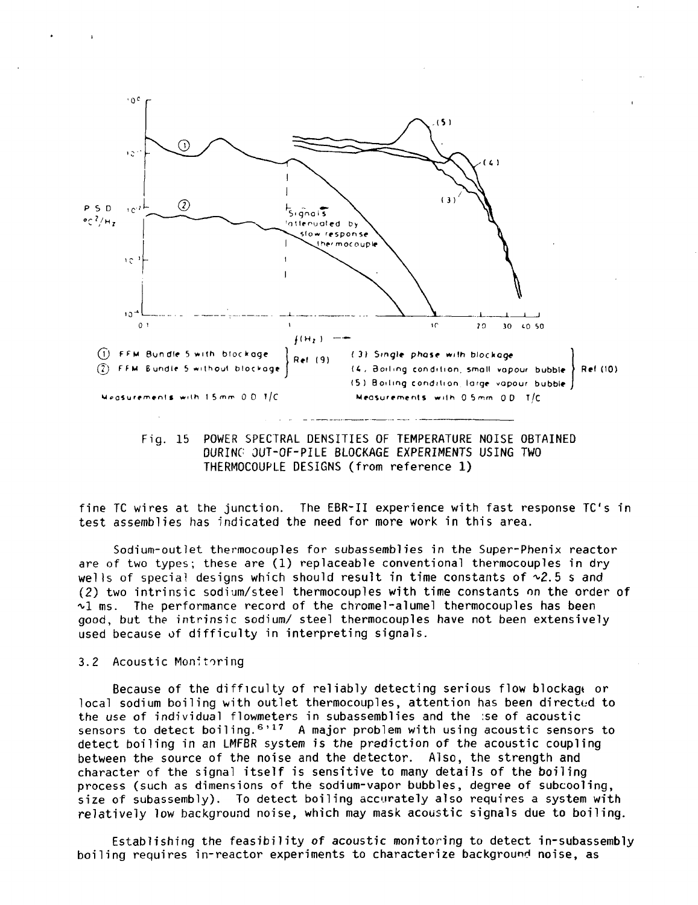Fig. 15 POWER SPECTRAL DENSITIES OF TEMPERATURE NOISE OBTAINED DURING OUT-OF-PILE BLOCKAGE EXPERIMENTS USING TWO THERMOCOUPLE DESIGNS (from reference 1)

fine TC wires at the junction. The EBR-II experience with fast response TC's in test assemblies has indicated the need for more work in this area.

Sodium-outlet thermocouples for subassemblies in the Super-Phenix reactor are of two types; these are (1) replaceable conventional thermocouples in dry wells of special designs which should result in time constants of ~2.5 s and (2) two intrinsic sodium/steel thermocouples with time constants on the order of ~1 ms. The performance record of the chromel-alumel thermocouples has been good, but the intrinsic sodium/ steel thermocouples have not been extensively used because of difficulty in interpreting signals.

### 3.2 Acoustic Monitoring

Because of the difficulty of reliably detecting serious flow blockage or local sodium boiling with outlet thermocouples, attention has been directed to the use of individual flowmeters in subassemblies and the use of acoustic sensors to detect boiling.[6,17] A major problem with using acoustic sensors to detect boiling in an LMFBR system is the prediction of the acoustic coupling between the source of the noise and the detector. Also, the strength and character of the signal itself is sensitive to many details of the boiling process (such as dimensions of the sodium-vapor bubbles, degree of subcooling, size of subassembly). To detect boiling accurately also requires a system with relatively low background noise, which may mask acoustic signals due to boiling.

Establishing the feasibility of acoustic monitoring to detect in-subassembly boiling requires in-reactor experiments to characterize background noise, as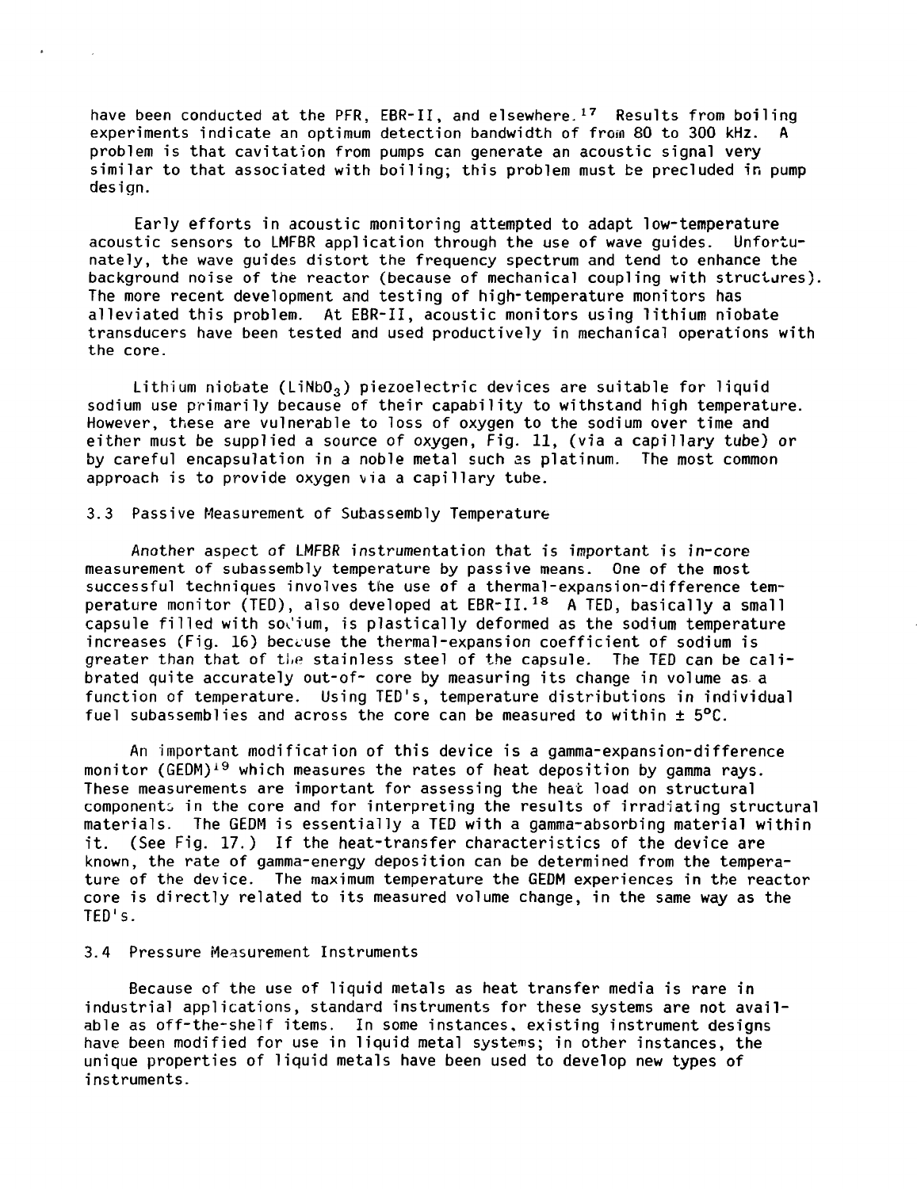have been conducted at the PFR, EBR-II, and elsewhere.[17] Results from boiling experiments indicate an optimum detection bandwidth of from 80 to 300 kHz. A problem is that cavitation from pumps can generate an acoustic signal very similar to that associated with boiling; this problem must be precluded in pump design.

Early efforts in acoustic monitoring attempted to adapt low-temperature acoustic sensors to LMFBR application through the use of wave guides. Unfortunately, the wave guides distort the frequency spectrum and tend to enhance the background noise of the reactor (because of mechanical coupling with structures). The more recent development and testing of high-temperature monitors has alleviated this problem. At EBR-II, acoustic monitors using lithium niobate transducers have been tested and used productively in mechanical operations with the core.

Lithium niobate ($LiNbO_3$) piezoelectric devices are suitable for liquid sodium use primarily because of their capability to withstand high temperature. However, these are vulnerable to loss of oxygen to the sodium over time and either must be supplied a source of oxygen, Fig. 11, (via a capillary tube) or by careful encapsulation in a noble metal such as platinum. The most common approach is to provide oxygen via a capillary tube.

### 3.3 Passive Measurement of Subassembly Temperature

Another aspect of LMFBR instrumentation that is important is in-core measurement of subassembly temperature by passive means. One of the most successful techniques involves the use of a thermal-expansion-difference temperature monitor (TED), also developed at EBR-II.[18] A TED, basically a small capsule filled with sodium, is plastically deformed as the sodium temperature increases (Fig. 16) because the thermal-expansion coefficient of sodium is greater than that of the stainless steel of the capsule. The TED can be calibrated quite accurately out-of- core by measuring its change in volume as a function of temperature. Using TED's, temperature distributions in individual fuel subassemblies and across the core can be measured to within ± 5°C.

An important modification of this device is a gamma-expansion-difference monitor (GEDM)[19] which measures the rates of heat deposition by gamma rays. These measurements are important for assessing the heat load on structural components in the core and for interpreting the results of irradiating structural materials. The GEDM is essentially a TED with a gamma-absorbing material within it. (See Fig. 17.) If the heat-transfer characteristics of the device are known, the rate of gamma-energy deposition can be determined from the temperature of the device. The maximum temperature the GEDM experiences in the reactor core is directly related to its measured volume change, in the same way as the TED's.

### 3.4 Pressure Measurement Instruments

Because of the use of liquid metals as heat transfer media is rare in industrial applications, standard instruments for these systems are not available as off-the-shelf items. In some instances, existing instrument designs have been modified for use in liquid metal systems; in other instances, the unique properties of liquid metals have been used to develop new types of instruments.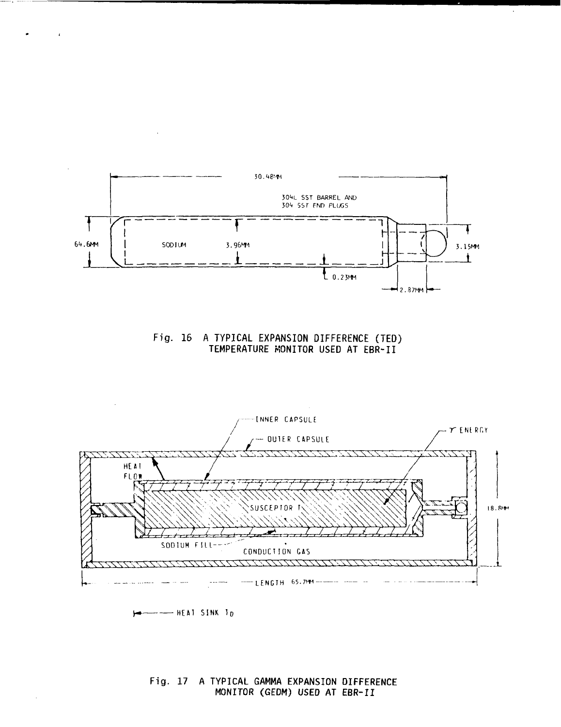Fig. 16 A TYPICAL EXPANSION DIFFERENCE (TED) TEMPERATURE MONITOR USED AT EBR-II

Fig. 17 A TYPICAL GAMMA EXPANSION DIFFERENCE MONITOR (GEDM) USED AT EBR-II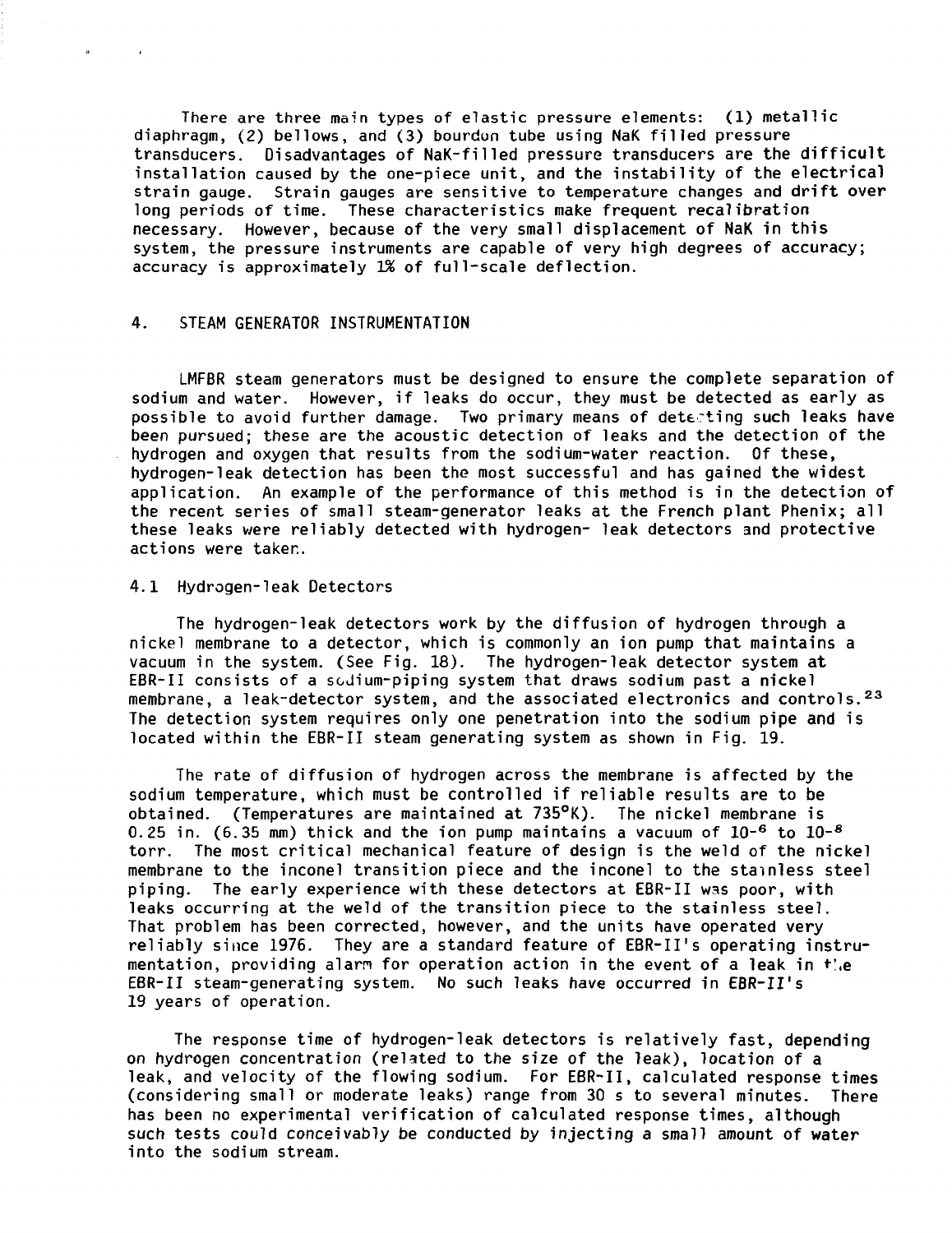There are three main types of elastic pressure elements: (1) metallic diaphragm, (2) bellows, and (3) bourdon tube using NaK filled pressure transducers. Disadvantages of NaK-filled pressure transducers are the difficult installation caused by the one-piece unit, and the instability of the electrical strain gauge. Strain gauges are sensitive to temperature changes and drift over long periods of time. These characteristics make frequent recalibration necessary. However, because of the very small displacement of NaK in this system, the pressure instruments are capable of very high degrees of accuracy; accuracy is approximately 1% of full-scale deflection.

## 4. STEAM GENERATOR INSTRUMENTATION

LMFBR steam generators must be designed to ensure the complete separation of sodium and water. However, if leaks do occur, they must be detected as early as possible to avoid further damage. Two primary means of detecting such leaks have been pursued; these are the acoustic detection of leaks and the detection of the hydrogen and oxygen that results from the sodium-water reaction. Of these, hydrogen-leak detection has been the most successful and has gained the widest application. An example of the performance of this method is in the detection of the recent series of small steam-generator leaks at the French plant Phenix; all these leaks were reliably detected with hydrogen- leak detectors and protective actions were taken.

### 4.1 Hydrogen-leak Detectors

The hydrogen-leak detectors work by the diffusion of hydrogen through a nickel membrane to a detector, which is commonly an ion pump that maintains a vacuum in the system. (See Fig. 18). The hydrogen-leak detector system at EBR-II consists of a sodium-piping system that draws sodium past a nickel membrane, a leak-detector system, and the associated electronics and controls.[23] The detection system requires only one penetration into the sodium pipe and is located within the EBR-II steam generating system as shown in Fig. 19.

The rate of diffusion of hydrogen across the membrane is affected by the sodium temperature, which must be controlled if reliable results are to be obtained. (Temperatures are maintained at 735°K). The nickel membrane is 0.25 in. (6.35 mm) thick and the ion pump maintains a vacuum of $10^{-6}$ to $10^{-8}$ torr. The most critical mechanical feature of design is the weld of the nickel membrane to the inconel transition piece and the inconel to the stainless steel piping. The early experience with these detectors at EBR-II was poor, with leaks occurring at the weld of the transition piece to the stainless steel. That problem has been corrected, however, and the units have operated very reliably since 1976. They are a standard feature of EBR-II's operating instrumentation, providing alarm for operation action in the event of a leak in the EBR-II steam-generating system. No such leaks have occurred in EBR-II's 19 years of operation.

The response time of hydrogen-leak detectors is relatively fast, depending on hydrogen concentration (related to the size of the leak), location of a leak, and velocity of the flowing sodium. For EBR-II, calculated response times (considering small or moderate leaks) range from 30 s to several minutes. There has been no experimental verification of calculated response times, although such tests could conceivably be conducted by injecting a small amount of water into the sodium stream.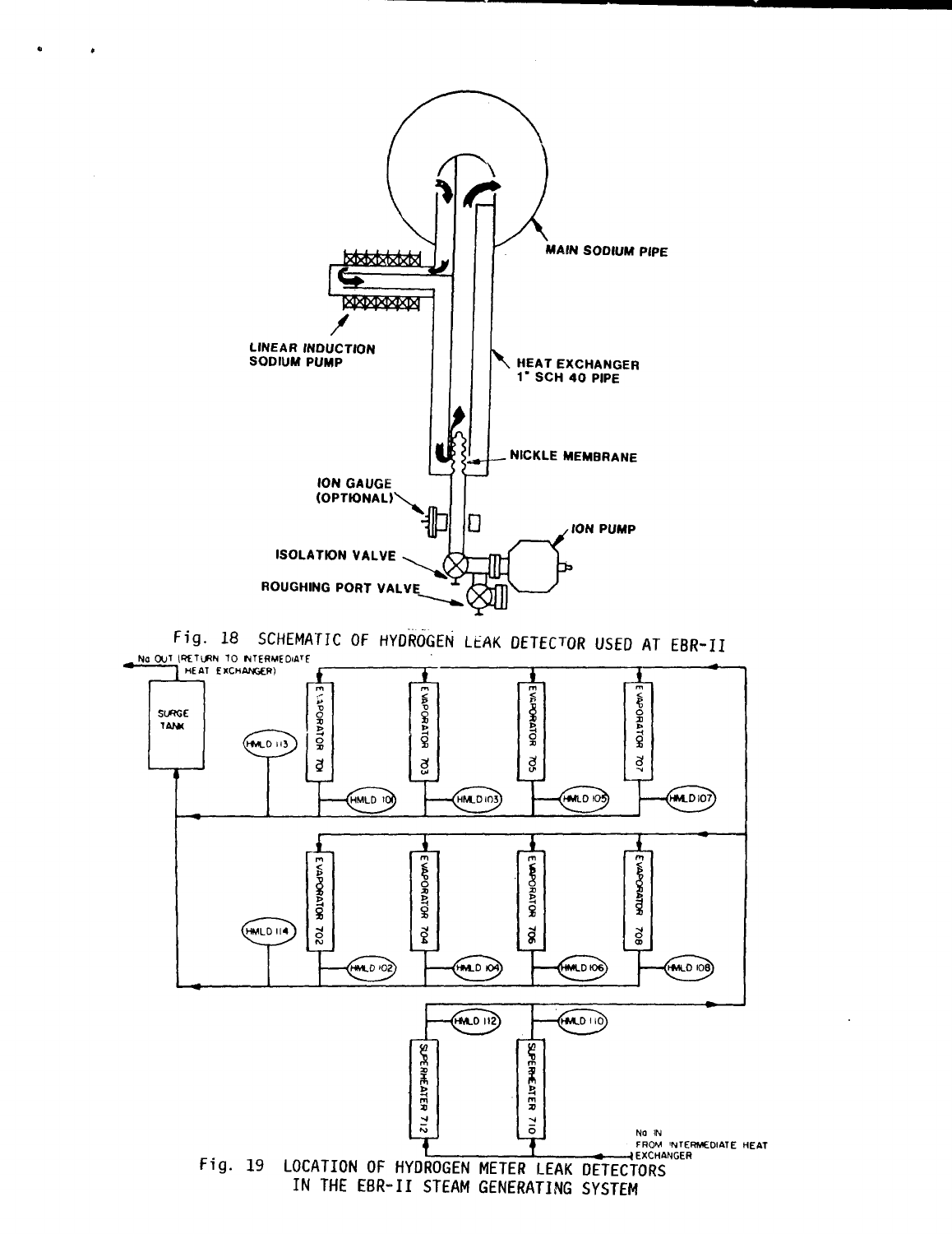MAIN SODIUM PIPE

LINEAR INDUCTION SODIUM PUMP

HEAT EXCHANGER 1" SCH 40 PIPE

NICKLE MEMBRANE

ION GAUGE (OPTIONAL)

ION PUMP

ISOLATION VALVE

ROUGHING PORT VALVE

Fig. 18 SCHEMATIC OF HYDROGEN LEAK DETECTOR USED AT EBR-II

Na OUT (RETURN TO INTERMEDIATE HEAT EXCHANGER)

SURGE TANK

HMLD 113

EVAPORATOR 701

EVAPORATOR 703

EVAPORATOR 705

EVAPORATOR 707

HMLD 101

HMLD 103

HMLD 105

HMLD 107

HMLD 114

EVAPORATOR 702

EVAPORATOR 704

EVAPORATOR 706

EVAPORATOR 708

HMLD 102

HMLD 104

HMLD 106

HMLD 108

HMLD 112

HMLD 110

SUPERHEATER 712

SUPERHEATER 710

Na IN FROM INTERMEDIATE HEAT EXCHANGER

Fig. 19 LOCATION OF HYDROGEN METER LEAK DETECTORS IN THE EBR-II STEAM GENERATING SYSTEM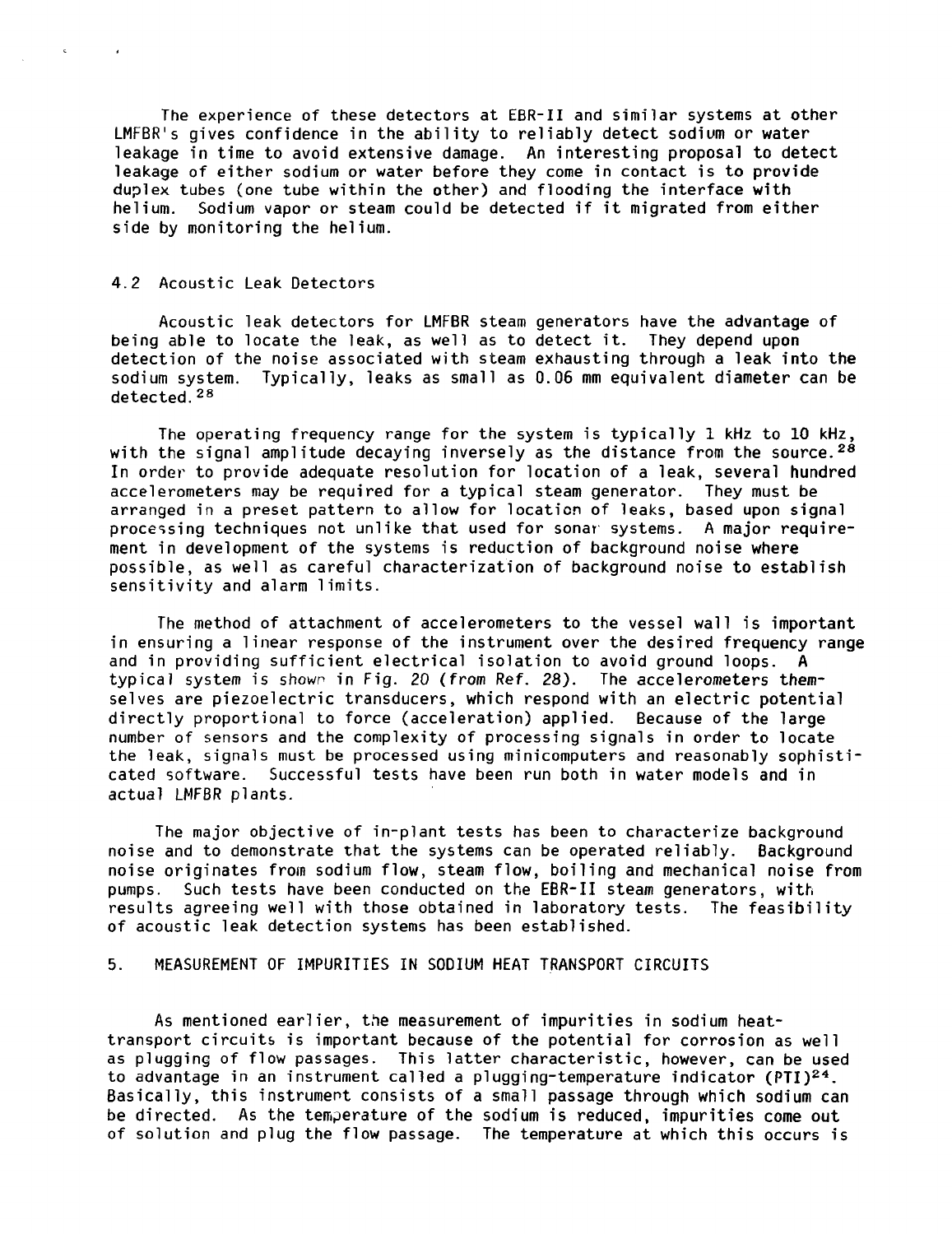The experience of these detectors at EBR-II and similar systems at other LMFBR's gives confidence in the ability to reliably detect sodium or water leakage in time to avoid extensive damage. An interesting proposal to detect leakage of either sodium or water before they come in contact is to provide duplex tubes (one tube within the other) and flooding the interface with helium. Sodium vapor or steam could be detected if it migrated from either side by monitoring the helium.

## 4.2 Acoustic Leak Detectors

Acoustic leak detectors for LMFBR steam generators have the advantage of being able to locate the leak, as well as to detect it. They depend upon detection of the noise associated with steam exhausting through a leak into the sodium system. Typically, leaks as small as 0.06 mm equivalent diameter can be detected.[28]

The operating frequency range for the system is typically 1 kHz to 10 kHz, with the signal amplitude decaying inversely as the distance from the source.[28] In order to provide adequate resolution for location of a leak, several hundred accelerometers may be required for a typical steam generator. They must be arranged in a preset pattern to allow for location of leaks, based upon signal processing techniques not unlike that used for sonar systems. A major requirement in development of the systems is reduction of background noise where possible, as well as careful characterization of background noise to establish sensitivity and alarm limits.

The method of attachment of accelerometers to the vessel wall is important in ensuring a linear response of the instrument over the desired frequency range and in providing sufficient electrical isolation to avoid ground loops. A typical system is shown in Fig. 20 (from Ref. 28). The accelerometers themselves are piezoelectric transducers, which respond with an electric potential directly proportional to force (acceleration) applied. Because of the large number of sensors and the complexity of processing signals in order to locate the leak, signals must be processed using minicomputers and reasonably sophisticated software. Successful tests have been run both in water models and in actual LMFBR plants.

The major objective of in-plant tests has been to characterize background noise and to demonstrate that the systems can be operated reliably. Background noise originates from sodium flow, steam flow, boiling and mechanical noise from pumps. Such tests have been conducted on the EBR-II steam generators, with results agreeing well with those obtained in laboratory tests. The feasibility of acoustic leak detection systems has been established.

# 5. MEASUREMENT OF IMPURITIES IN SODIUM HEAT TRANSPORT CIRCUITS

As mentioned earlier, the measurement of impurities in sodium heat-transport circuits is important because of the potential for corrosion as well as plugging of flow passages. This latter characteristic, however, can be used to advantage in an instrument called a plugging-temperature indicator (PTI)[24]. Basically, this instrument consists of a small passage through which sodium can be directed. As the temperature of the sodium is reduced, impurities come out of solution and plug the flow passage. The temperature at which this occurs is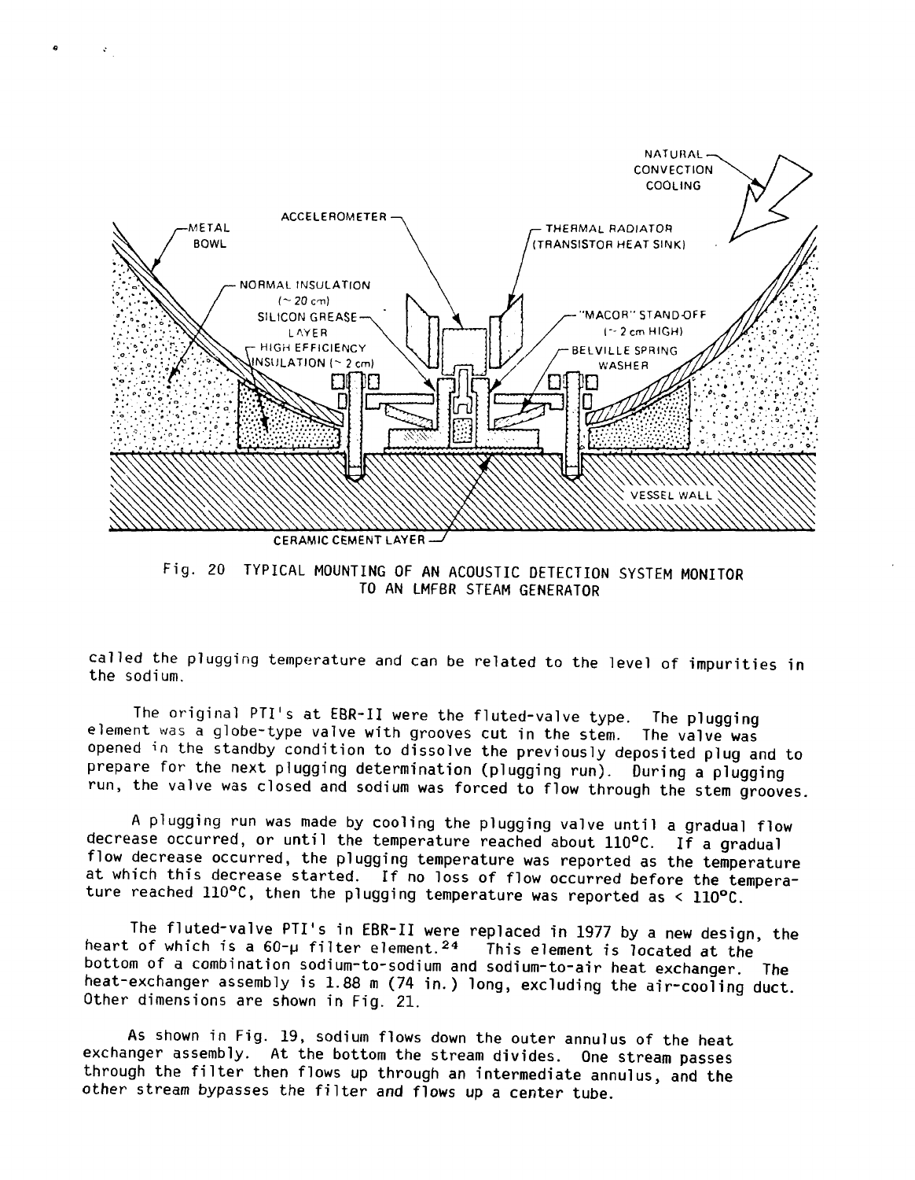Fig. 20 TYPICAL MOUNTING OF AN ACOUSTIC DETECTION SYSTEM MONITOR TO AN LMFBR STEAM GENERATOR

called the plugging temperature and can be related to the level of impurities in the sodium.

The original PTI's at EBR-II were the fluted-valve type. The plugging element was a globe-type valve with grooves cut in the stem. The valve was opened in the standby condition to dissolve the previously deposited plug and to prepare for the next plugging determination (plugging run). During a plugging run, the valve was closed and sodium was forced to flow through the stem grooves.

A plugging run was made by cooling the plugging valve until a gradual flow decrease occurred, or until the temperature reached about 110°C. If a gradual flow decrease occurred, the plugging temperature was reported as the temperature at which this decrease started. If no loss of flow occurred before the temperature reached 110°C, then the plugging temperature was reported as < 110°C.

The fluted-valve PTI's in EBR-II were replaced in 1977 by a new design, the heart of which is a 60-μ filter element.[24] This element is located at the bottom of a combination sodium-to-sodium and sodium-to-air heat exchanger. The heat-exchanger assembly is 1.88 m (74 in.) long, excluding the air-cooling duct. Other dimensions are shown in Fig. 21.

As shown in Fig. 19, sodium flows down the outer annulus of the heat exchanger assembly. At the bottom the stream divides. One stream passes through the filter then flows up through an intermediate annulus, and the other stream bypasses the filter and flows up a center tube.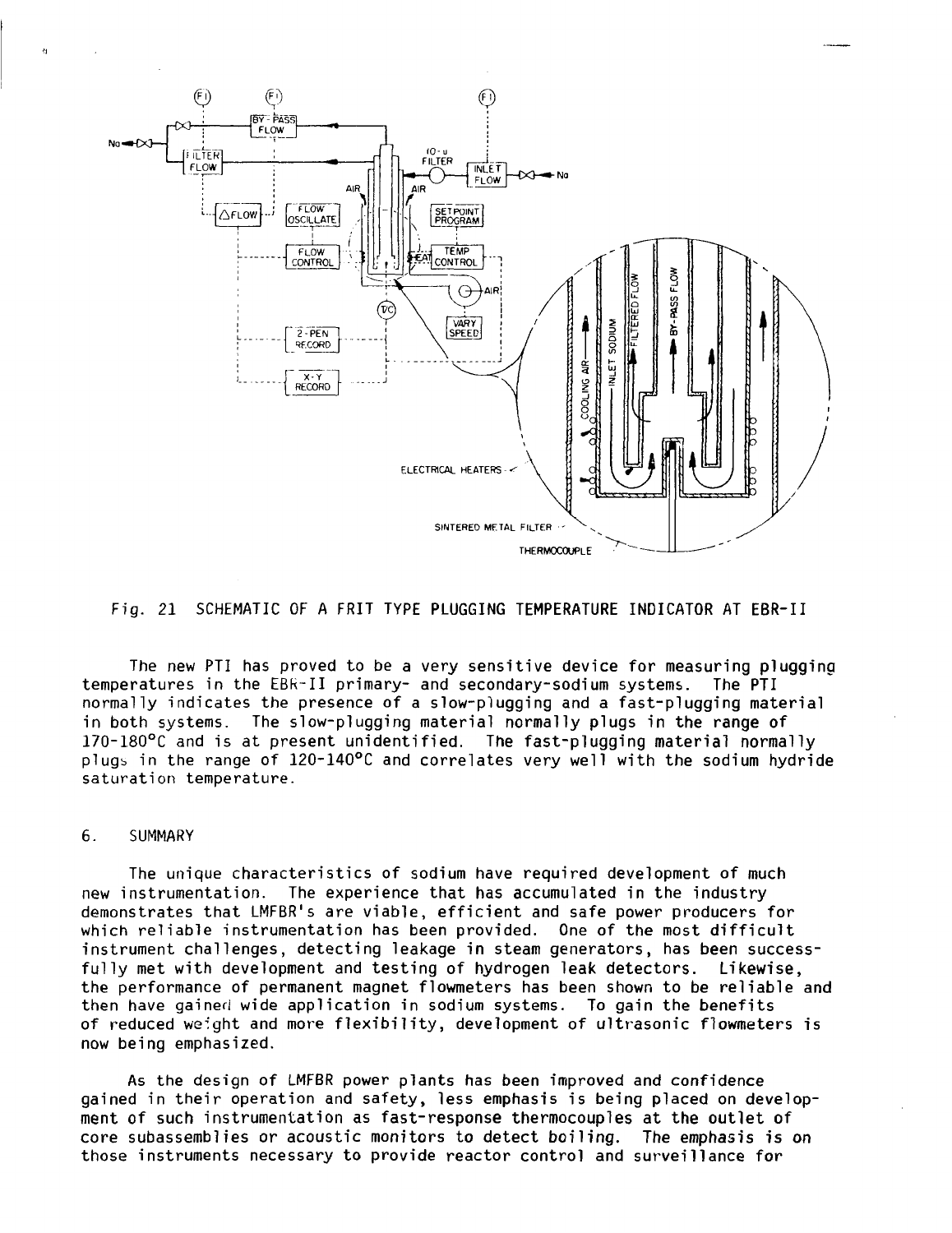Fig. 21 SCHEMATIC OF A FRIT TYPE PLUGGING TEMPERATURE INDICATOR AT EBR-II

The new PTI has proved to be a very sensitive device for measuring plugging temperatures in the EBR-II primary- and secondary-sodium systems. The PTI normally indicates the presence of a slow-plugging and a fast-plugging material in both systems. The slow-plugging material normally plugs in the range of 170-180°C and is at present unidentified. The fast-plugging material normally plugs in the range of 120-140°C and correlates very well with the sodium hydride saturation temperature.

## 6. SUMMARY

The unique characteristics of sodium have required development of much new instrumentation. The experience that has accumulated in the industry demonstrates that LMFBR's are viable, efficient and safe power producers for which reliable instrumentation has been provided. One of the most difficult instrument challenges, detecting leakage in steam generators, has been successfully met with development and testing of hydrogen leak detectors. Likewise, the performance of permanent magnet flowmeters has been shown to be reliable and then have gained wide application in sodium systems. To gain the benefits of reduced weight and more flexibility, development of ultrasonic flowmeters is now being emphasized.

As the design of LMFBR power plants has been improved and confidence gained in their operation and safety, less emphasis is being placed on development of such instrumentation as fast-response thermocouples at the outlet of core subassemblies or acoustic monitors to detect boiling. The emphasis is on those instruments necessary to provide reactor control and surveillance for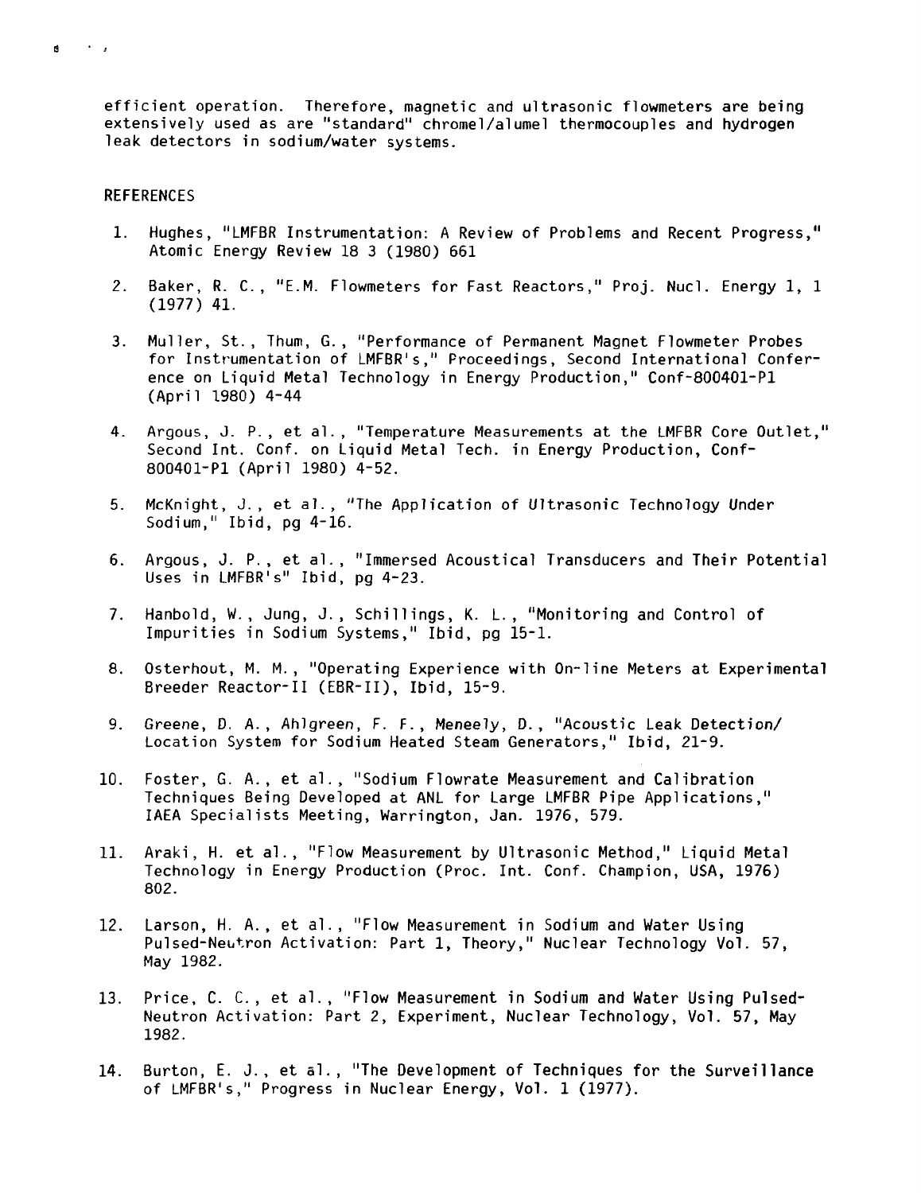efficient operation. Therefore, magnetic and ultrasonic flowmeters are being extensively used as are "standard" chromel/alumel thermocouples and hydrogen leak detectors in sodium/water systems.

## REFERENCES

1. Hughes, "LMFBR Instrumentation: A Review of Problems and Recent Progress," Atomic Energy Review 18 3 (1980) 661

2. Baker, R. C., "E.M. Flowmeters for Fast Reactors," Proj. Nucl. Energy 1, 1 (1977) 41.

3. Muller, St., Thum, G., "Performance of Permanent Magnet Flowmeter Probes for Instrumentation of LMFBR's," Proceedings, Second International Conference on Liquid Metal Technology in Energy Production," Conf-800401-P1 (April 1980) 4-44

4. Argous, J. P., et al., "Temperature Measurements at the LMFBR Core Outlet," Second Int. Conf. on Liquid Metal Tech. in Energy Production, Conf-800401-P1 (April 1980) 4-52.

5. McKnight, J., et al., "The Application of Ultrasonic Technology Under Sodium," Ibid, pg 4-16.

6. Argous, J. P., et al., "Immersed Acoustical Transducers and Their Potential Uses in LMFBR's" Ibid, pg 4-23.

7. Hanbold, W., Jung, J., Schillings, K. L., "Monitoring and Control of Impurities in Sodium Systems," Ibid, pg 15-1.

8. Osterhout, M. M., "Operating Experience with On-line Meters at Experimental Breeder Reactor-II (EBR-II), Ibid, 15-9.

9. Greene, D. A., Ahlgreen, F. F., Meneely, D., "Acoustic Leak Detection/Location System for Sodium Heated Steam Generators," Ibid, 21-9.

10. Foster, G. A., et al., "Sodium Flowrate Measurement and Calibration Techniques Being Developed at ANL for Large LMFBR Pipe Applications," IAEA Specialists Meeting, Warrington, Jan. 1976, 579.

11. Araki, H. et al., "Flow Measurement by Ultrasonic Method," Liquid Metal Technology in Energy Production (Proc. Int. Conf. Champion, USA, 1976) 802.

12. Larson, H. A., et al., "Flow Measurement in Sodium and Water Using Pulsed-Neutron Activation: Part 1, Theory," Nuclear Technology Vol. 57, May 1982.

13. Price, C. C., et al., "Flow Measurement in Sodium and Water Using Pulsed-Neutron Activation: Part 2, Experiment, Nuclear Technology, Vol. 57, May 1982.

14. Burton, E. J., et al., "The Development of Techniques for the Surveillance of LMFBR's," Progress in Nuclear Energy, Vol. 1 (1977).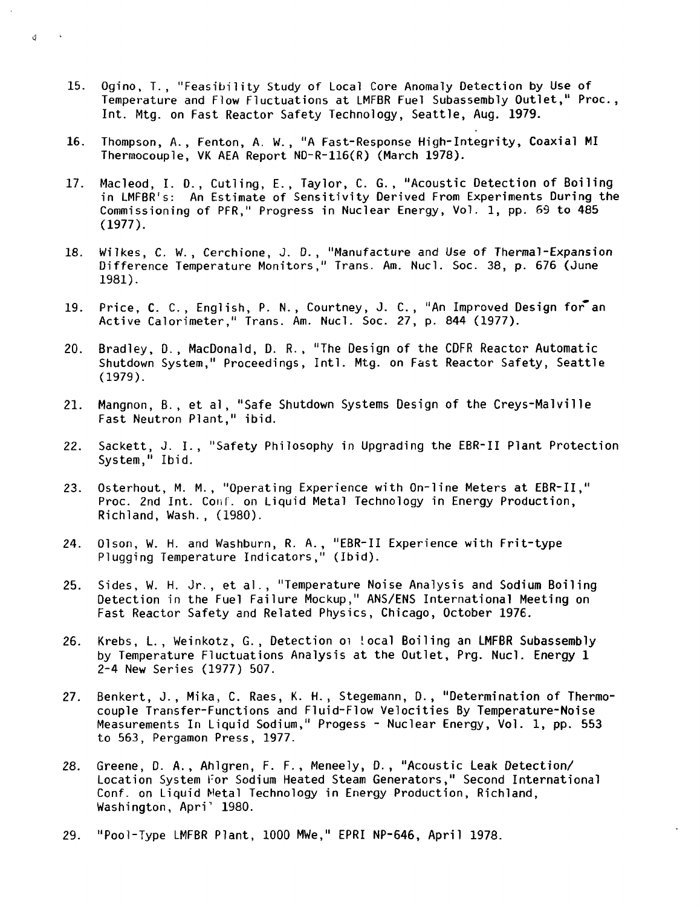15. Ogino, T., "Feasibility Study of Local Core Anomaly Detection by Use of Temperature and Flow Fluctuations at LMFBR Fuel Subassembly Outlet," Proc., Int. Mtg. on Fast Reactor Safety Technology, Seattle, Aug. 1979.

16. Thompson, A., Fenton, A. W., "A Fast-Response High-Integrity, Coaxial MI Thermocouple, VK AEA Report ND-R-116(R) (March 1978).

17. Macleod, I. D., Cutling, E., Taylor, C. G., "Acoustic Detection of Boiling in LMFBR's: An Estimate of Sensitivity Derived From Experiments During the Commissioning of PFR," Progress in Nuclear Energy, Vol. 1, pp. 69 to 485 (1977).

18. Wilkes, C. W., Cerchione, J. D., "Manufacture and Use of Thermal-Expansion Difference Temperature Monitors," Trans. Am. Nucl. Soc. 38, p. 676 (June 1981).

19. Price, C. C., English, P. N., Courtney, J. C., "An Improved Design for an Active Calorimeter," Trans. Am. Nucl. Soc. 27, p. 844 (1977).

20. Bradley, D., MacDonald, D. R., "The Design of the CDFR Reactor Automatic Shutdown System," Proceedings, Intl. Mtg. on Fast Reactor Safety, Seattle (1979).

21. Mangnon, B., et al, "Safe Shutdown Systems Design of the Creys-Malville Fast Neutron Plant," ibid.

22. Sackett, J. I., "Safety Philosophy in Upgrading the EBR-II Plant Protection System," Ibid.

23. Osterhout, M. M., "Operating Experience with On-line Meters at EBR-II," Proc. 2nd Int. Conf. on Liquid Metal Technology in Energy Production, Richland, Wash., (1980).

24. Olson, W. H. and Washburn, R. A., "EBR-II Experience with Frit-type Plugging Temperature Indicators," (Ibid).

25. Sides, W. H. Jr., et al., "Temperature Noise Analysis and Sodium Boiling Detection in the Fuel Failure Mockup," ANS/ENS International Meeting on Fast Reactor Safety and Related Physics, Chicago, October 1976.

26. Krebs, L., Weinkotz, G., Detection of local Boiling an LMFBR Subassembly by Temperature Fluctuations Analysis at the Outlet, Prg. Nucl. Energy 1 2-4 New Series (1977) 507.

27. Benkert, J., Mika, C. Raes, K. H., Stegemann, D., "Determination of Thermocouple Transfer-Functions and Fluid-Flow Velocities By Temperature-Noise Measurements In Liquid Sodium," Progess - Nuclear Energy, Vol. 1, pp. 553 to 563, Pergamon Press, 1977.

28. Greene, D. A., Ahlgren, F. F., Meneely, D., "Acoustic Leak Detection/ Location System For Sodium Heated Steam Generators," Second International Conf. on Liquid Metal Technology in Energy Production, Richland, Washington, April 1980.

29. "Pool-Type LMFBR Plant, 1000 MWe," EPRI NP-646, April 1978.